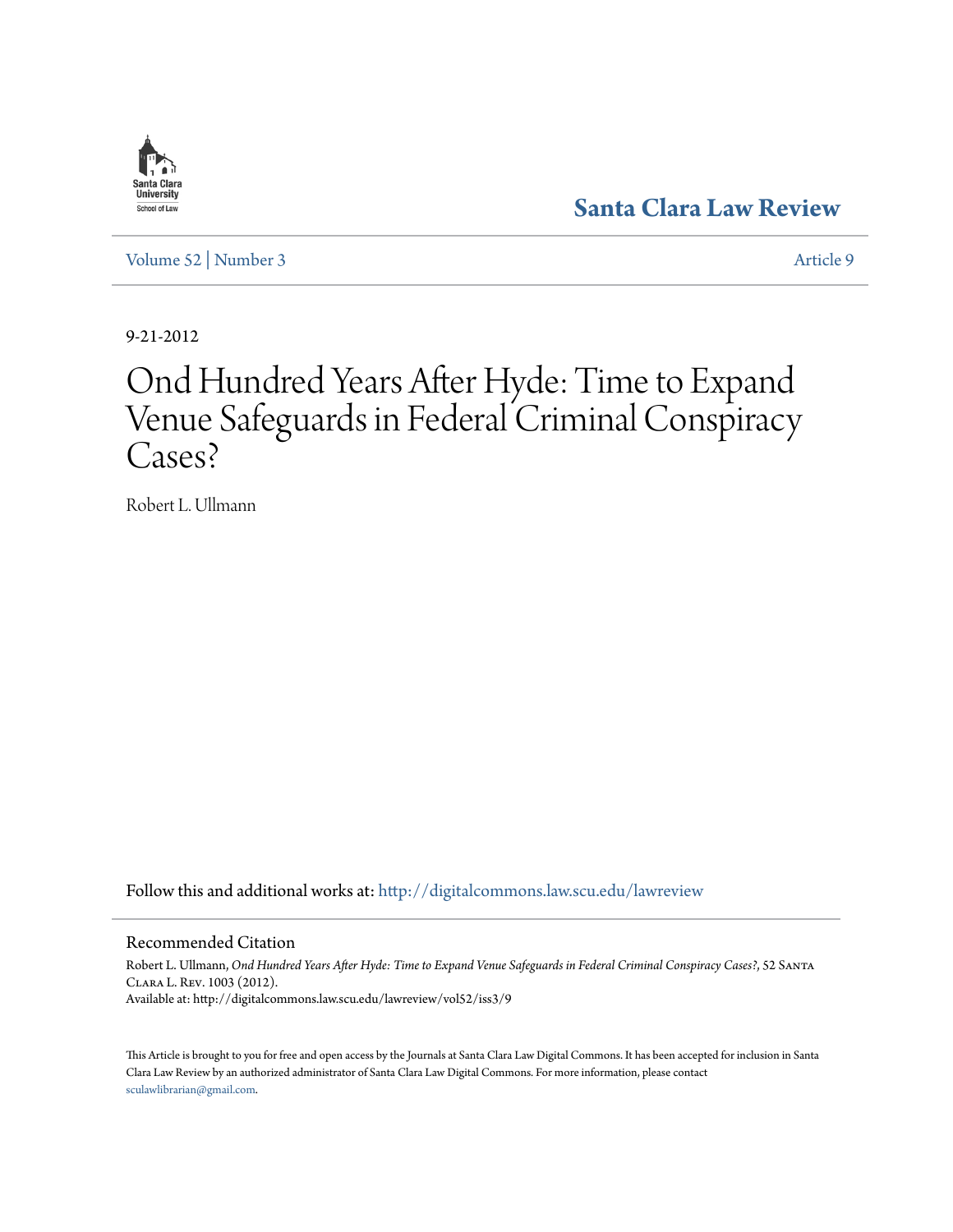Santa Clara University School of Law

**Santa Clara Law Review**

Volume 52 | Number 3 Article 9

9-21-2012

# Ond Hundred Years After Hyde: Time to Expand Venue Safeguards in Federal Criminal Conspiracy Cases?

Robert L. Ullmann

Follow this and additional works at: http://digitalcommons.law.scu.edu/lawreview

## Recommended Citation

Robert L. Ullmann, *Ond Hundred Years After Hyde: Time to Expand Venue Safeguards in Federal Criminal Conspiracy Cases?*, 52 Santa Clara L. Rev. 1003 (2012).
Available at: http://digitalcommons.law.scu.edu/lawreview/vol52/iss3/9

This Article is brought to you for free and open access by the Journals at Santa Clara Law Digital Commons. It has been accepted for inclusion in Santa Clara Law Review by an authorized administrator of Santa Clara Law Digital Commons. For more information, please contact sculawlibrarian@gmail.com.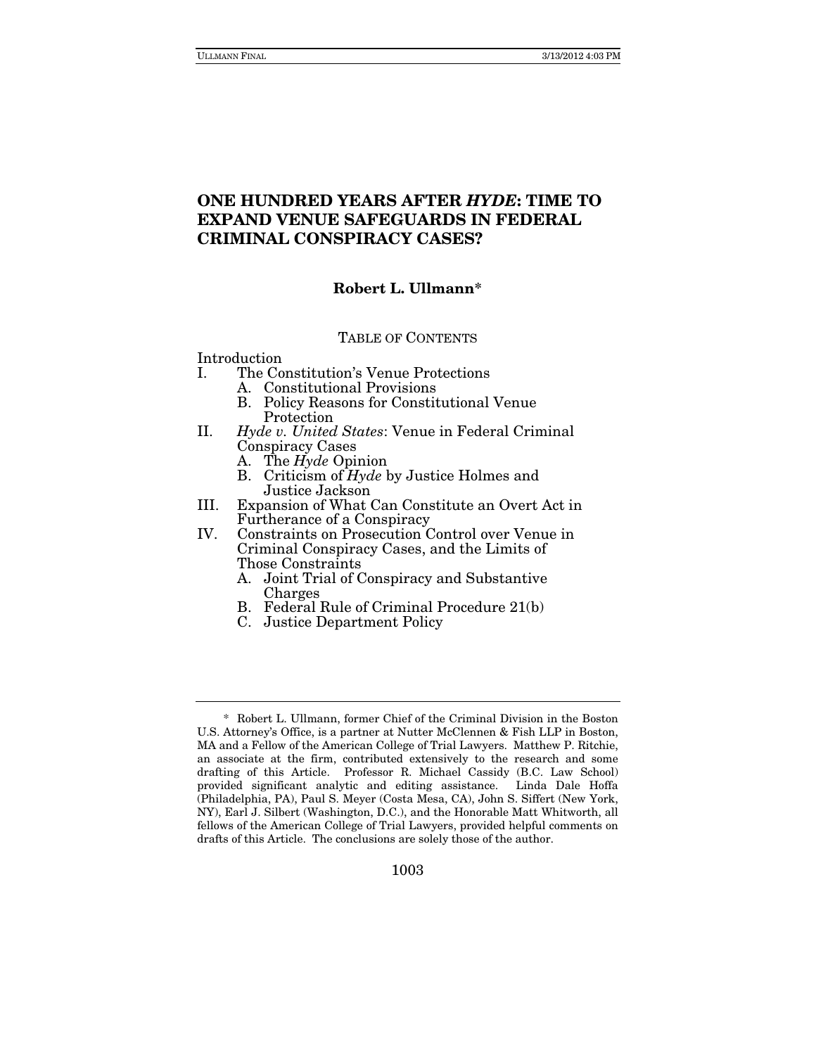# ONE HUNDRED YEARS AFTER *HYDE*: TIME TO EXPAND VENUE SAFEGUARDS IN FEDERAL CRIMINAL CONSPIRACY CASES?

**Robert L. Ullmann***

TABLE OF CONTENTS

Introduction

I. The Constitution's Venue Protections
   - A. Constitutional Provisions
   - B. Policy Reasons for Constitutional Venue Protection

II. *Hyde v. United States*: Venue in Federal Criminal Conspiracy Cases
   - A. The *Hyde* Opinion
   - B. Criticism of *Hyde* by Justice Holmes and Justice Jackson

III. Expansion of What Can Constitute an Overt Act in Furtherance of a Conspiracy

IV. Constraints on Prosecution Control over Venue in Criminal Conspiracy Cases, and the Limits of Those Constraints
   - A. Joint Trial of Conspiracy and Substantive Charges
   - B. Federal Rule of Criminal Procedure 21(b)
   - C. Justice Department Policy

---

\* Robert L. Ullmann, former Chief of the Criminal Division in the Boston U.S. Attorney's Office, is a partner at Nutter McClennen & Fish LLP in Boston, MA and a Fellow of the American College of Trial Lawyers. Matthew P. Ritchie, an associate at the firm, contributed extensively to the research and some drafting of this Article. Professor R. Michael Cassidy (B.C. Law School) provided significant analytic and editing assistance. Linda Dale Hoffa (Philadelphia, PA), Paul S. Meyer (Costa Mesa, CA), John S. Siffert (New York, NY), Earl J. Silbert (Washington, D.C.), and the Honorable Matt Whitworth, all fellows of the American College of Trial Lawyers, provided helpful comments on drafts of this Article. The conclusions are solely those of the author.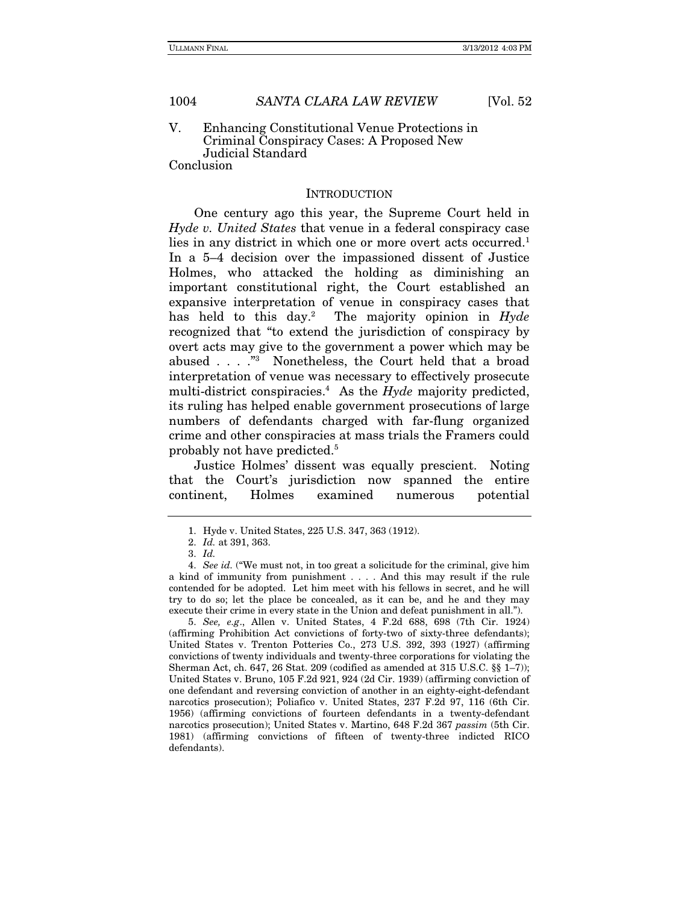V. Enhancing Constitutional Venue Protections in Criminal Conspiracy Cases: A Proposed New Judicial Standard

Conclusion

## INTRODUCTION

One century ago this year, the Supreme Court held in *Hyde v. United States* that venue in a federal conspiracy case lies in any district in which one or more overt acts occurred.[1] In a 5–4 decision over the impassioned dissent of Justice Holmes, who attacked the holding as diminishing an important constitutional right, the Court established an expansive interpretation of venue in conspiracy cases that has held to this day.[2] The majority opinion in *Hyde* recognized that "to extend the jurisdiction of conspiracy by overt acts may give to the government a power which may be abused . . . ."[3] Nonetheless, the Court held that a broad interpretation of venue was necessary to effectively prosecute multi-district conspiracies.[4] As the *Hyde* majority predicted, its ruling has helped enable government prosecutions of large numbers of defendants charged with far-flung organized crime and other conspiracies at mass trials the Framers could probably not have predicted.[5]

Justice Holmes' dissent was equally prescient. Noting that the Court's jurisdiction now spanned the entire continent, Holmes examined numerous potential

---

1. Hyde v. United States, 225 U.S. 347, 363 (1912).

2. *Id.* at 391, 363.

3. *Id.*

4. *See id.* ("We must not, in too great a solicitude for the criminal, give him a kind of immunity from punishment . . . . And this may result if the rule contended for be adopted. Let him meet with his fellows in secret, and he will try to do so; let the place be concealed, as it can be, and he and they may execute their crime in every state in the Union and defeat punishment in all.").

5. *See, e.g.*, Allen v. United States, 4 F.2d 688, 698 (7th Cir. 1924) (affirming Prohibition Act convictions of forty-two of sixty-three defendants); United States v. Trenton Potteries Co., 273 U.S. 392, 393 (1927) (affirming convictions of twenty individuals and twenty-three corporations for violating the Sherman Act, ch. 647, 26 Stat. 209 (codified as amended at 315 U.S.C. §§ 1–7)); United States v. Bruno, 105 F.2d 921, 924 (2d Cir. 1939) (affirming conviction of one defendant and reversing conviction of another in an eighty-eight-defendant narcotics prosecution); Poliafico v. United States, 237 F.2d 97, 116 (6th Cir. 1956) (affirming convictions of fourteen defendants in a twenty-defendant narcotics prosecution); United States v. Martino, 648 F.2d 367 *passim* (5th Cir. 1981) (affirming convictions of fifteen of twenty-three indicted RICO defendants).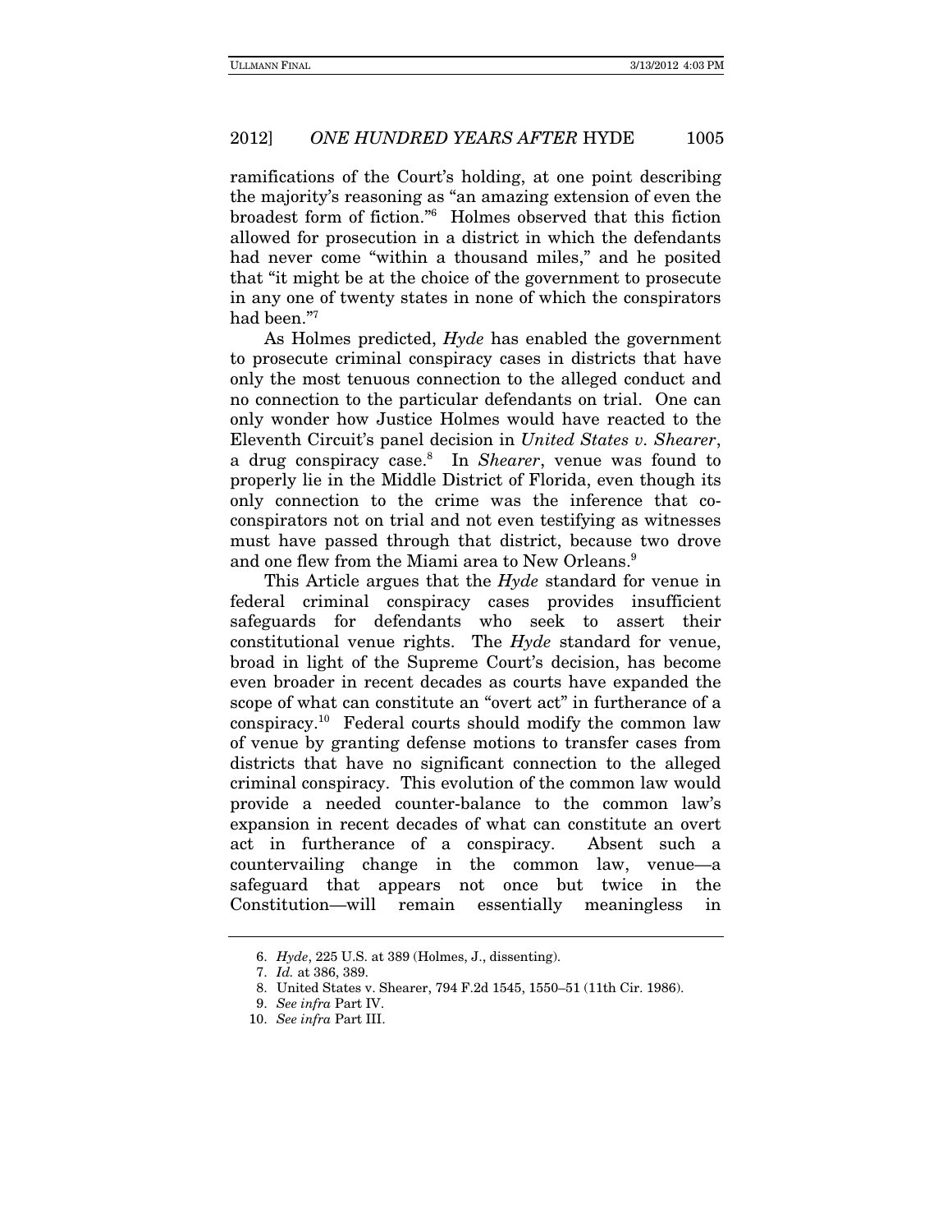ramifications of the Court's holding, at one point describing the majority's reasoning as "an amazing extension of even the broadest form of fiction."[6] Holmes observed that this fiction allowed for prosecution in a district in which the defendants had never come "within a thousand miles," and he posited that "it might be at the choice of the government to prosecute in any one of twenty states in none of which the conspirators had been."[7]

As Holmes predicted, *Hyde* has enabled the government to prosecute criminal conspiracy cases in districts that have only the most tenuous connection to the alleged conduct and no connection to the particular defendants on trial. One can only wonder how Justice Holmes would have reacted to the Eleventh Circuit's panel decision in *United States v. Shearer*, a drug conspiracy case.[8] In *Shearer*, venue was found to properly lie in the Middle District of Florida, even though its only connection to the crime was the inference that co-conspirators not on trial and not even testifying as witnesses must have passed through that district, because two drove and one flew from the Miami area to New Orleans.[9]

This Article argues that the *Hyde* standard for venue in federal criminal conspiracy cases provides insufficient safeguards for defendants who seek to assert their constitutional venue rights. The *Hyde* standard for venue, broad in light of the Supreme Court's decision, has become even broader in recent decades as courts have expanded the scope of what can constitute an "overt act" in furtherance of a conspiracy.[10] Federal courts should modify the common law of venue by granting defense motions to transfer cases from districts that have no significant connection to the alleged criminal conspiracy. This evolution of the common law would provide a needed counter-balance to the common law's expansion in recent decades of what can constitute an overt act in furtherance of a conspiracy. Absent such a countervailing change in the common law, venue—a safeguard that appears not once but twice in the Constitution—will remain essentially meaningless in

---

6. *Hyde*, 225 U.S. at 389 (Holmes, J., dissenting).
7. *Id.* at 386, 389.
8. United States v. Shearer, 794 F.2d 1545, 1550–51 (11th Cir. 1986).
9. *See infra* Part IV.
10. *See infra* Part III.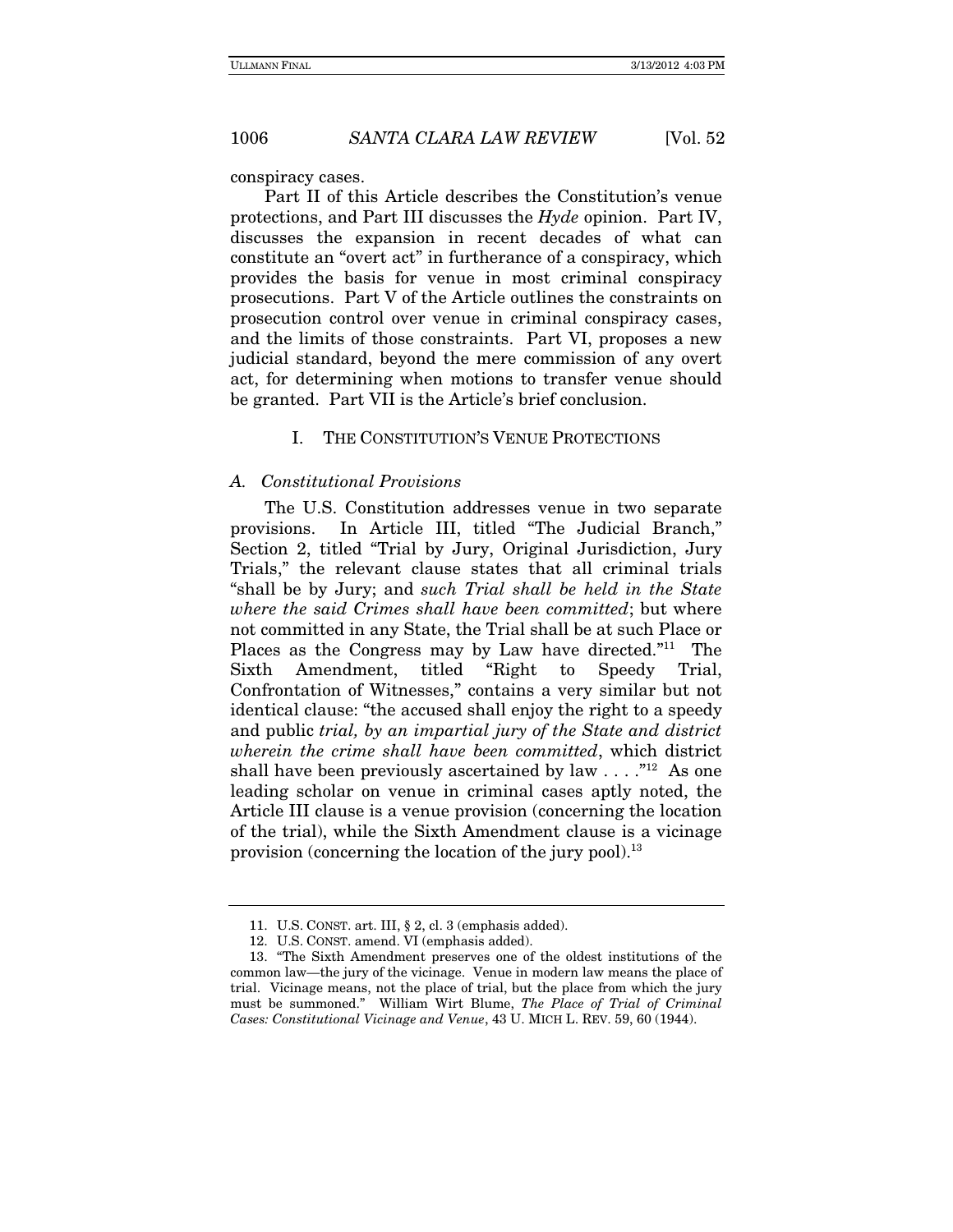conspiracy cases.

Part II of this Article describes the Constitution's venue protections, and Part III discusses the *Hyde* opinion. Part IV, discusses the expansion in recent decades of what can constitute an "overt act" in furtherance of a conspiracy, which provides the basis for venue in most criminal conspiracy prosecutions. Part V of the Article outlines the constraints on prosecution control over venue in criminal conspiracy cases, and the limits of those constraints. Part VI, proposes a new judicial standard, beyond the mere commission of any overt act, for determining when motions to transfer venue should be granted. Part VII is the Article's brief conclusion.

## I. THE CONSTITUTION'S VENUE PROTECTIONS

### *A. Constitutional Provisions*

The U.S. Constitution addresses venue in two separate provisions. In Article III, titled "The Judicial Branch," Section 2, titled "Trial by Jury, Original Jurisdiction, Jury Trials," the relevant clause states that all criminal trials "shall be by Jury; and *such Trial shall be held in the State where the said Crimes shall have been committed*; but where not committed in any State, the Trial shall be at such Place or Places as the Congress may by Law have directed."[11] The Sixth Amendment, titled "Right to Speedy Trial, Confrontation of Witnesses," contains a very similar but not identical clause: "the accused shall enjoy the right to a speedy and public *trial, by an impartial jury of the State and district wherein the crime shall have been committed*, which district shall have been previously ascertained by law . . . ."[12] As one leading scholar on venue in criminal cases aptly noted, the Article III clause is a venue provision (concerning the location of the trial), while the Sixth Amendment clause is a vicinage provision (concerning the location of the jury pool).[13]

---

11. U.S. CONST. art. III, § 2, cl. 3 (emphasis added).

12. U.S. CONST. amend. VI (emphasis added).

13. "The Sixth Amendment preserves one of the oldest institutions of the common law—the jury of the vicinage. Venue in modern law means the place of trial. Vicinage means, not the place of trial, but the place from which the jury must be summoned." William Wirt Blume, *The Place of Trial of Criminal Cases: Constitutional Vicinage and Venue*, 43 U. MICH L. REV. 59, 60 (1944).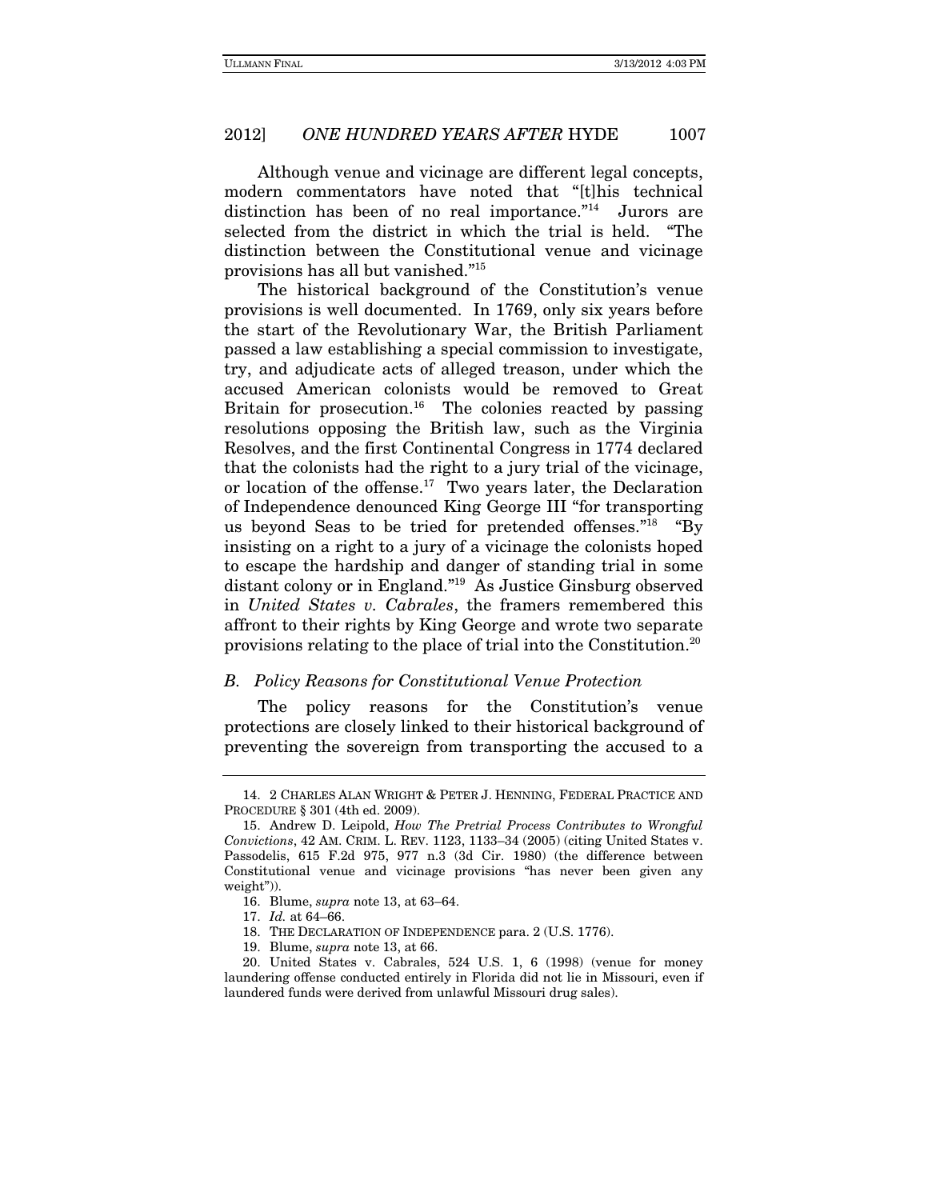Although venue and vicinage are different legal concepts, modern commentators have noted that "[t]his technical distinction has been of no real importance."[14] Jurors are selected from the district in which the trial is held. "The distinction between the Constitutional venue and vicinage provisions has all but vanished."[15]

The historical background of the Constitution's venue provisions is well documented. In 1769, only six years before the start of the Revolutionary War, the British Parliament passed a law establishing a special commission to investigate, try, and adjudicate acts of alleged treason, under which the accused American colonists would be removed to Great Britain for prosecution.[16] The colonies reacted by passing resolutions opposing the British law, such as the Virginia Resolves, and the first Continental Congress in 1774 declared that the colonists had the right to a jury trial of the vicinage, or location of the offense.[17] Two years later, the Declaration of Independence denounced King George III "for transporting us beyond Seas to be tried for pretended offenses."[18] "By insisting on a right to a jury of a vicinage the colonists hoped to escape the hardship and danger of standing trial in some distant colony or in England."[19] As Justice Ginsburg observed in *United States v. Cabrales*, the framers remembered this affront to their rights by King George and wrote two separate provisions relating to the place of trial into the Constitution.[20]

### *B. Policy Reasons for Constitutional Venue Protection*

The policy reasons for the Constitution's venue protections are closely linked to their historical background of preventing the sovereign from transporting the accused to a

---

14. 2 CHARLES ALAN WRIGHT & PETER J. HENNING, FEDERAL PRACTICE AND PROCEDURE § 301 (4th ed. 2009).

15. Andrew D. Leipold, *How The Pretrial Process Contributes to Wrongful Convictions*, 42 AM. CRIM. L. REV. 1123, 1133–34 (2005) (citing United States v. Passodelis, 615 F.2d 975, 977 n.3 (3d Cir. 1980) (the difference between Constitutional venue and vicinage provisions "has never been given any weight")).

16. Blume, *supra* note 13, at 63–64.

17. *Id.* at 64–66.

18. THE DECLARATION OF INDEPENDENCE para. 2 (U.S. 1776).

19. Blume, *supra* note 13, at 66.

20. United States v. Cabrales, 524 U.S. 1, 6 (1998) (venue for money laundering offense conducted entirely in Florida did not lie in Missouri, even if laundered funds were derived from unlawful Missouri drug sales).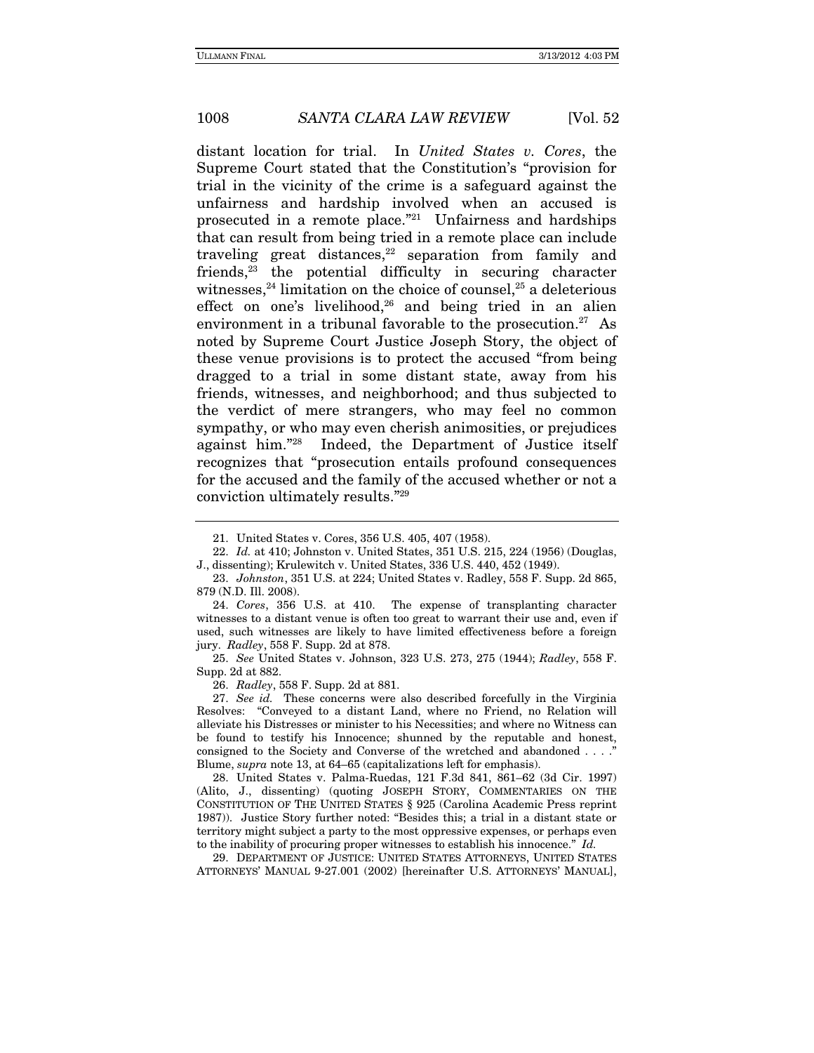distant location for trial. In *United States v. Cores*, the Supreme Court stated that the Constitution's "provision for trial in the vicinity of the crime is a safeguard against the unfairness and hardship involved when an accused is prosecuted in a remote place."[21] Unfairness and hardships that can result from being tried in a remote place can include traveling great distances,[22] separation from family and friends,[23] the potential difficulty in securing character witnesses,[24] limitation on the choice of counsel,[25] a deleterious effect on one's livelihood,[26] and being tried in an alien environment in a tribunal favorable to the prosecution.[27] As noted by Supreme Court Justice Joseph Story, the object of these venue provisions is to protect the accused "from being dragged to a trial in some distant state, away from his friends, witnesses, and neighborhood; and thus subjected to the verdict of mere strangers, who may feel no common sympathy, or who may even cherish animosities, or prejudices against him."[28] Indeed, the Department of Justice itself recognizes that "prosecution entails profound consequences for the accused and the family of the accused whether or not a conviction ultimately results."[29]

---

21. United States v. Cores, 356 U.S. 405, 407 (1958).

22. *Id.* at 410; Johnston v. United States, 351 U.S. 215, 224 (1956) (Douglas, J., dissenting); Krulewitch v. United States, 336 U.S. 440, 452 (1949).

23. *Johnston*, 351 U.S. at 224; United States v. Radley, 558 F. Supp. 2d 865, 879 (N.D. Ill. 2008).

24. *Cores*, 356 U.S. at 410. The expense of transplanting character witnesses to a distant venue is often too great to warrant their use and, even if used, such witnesses are likely to have limited effectiveness before a foreign jury. *Radley*, 558 F. Supp. 2d at 878.

25. *See* United States v. Johnson, 323 U.S. 273, 275 (1944); *Radley*, 558 F. Supp. 2d at 882.

26. *Radley*, 558 F. Supp. 2d at 881.

27. *See id.* These concerns were also described forcefully in the Virginia Resolves: "Conveyed to a distant Land, where no Friend, no Relation will alleviate his Distresses or minister to his Necessities; and where no Witness can be found to testify his Innocence; shunned by the reputable and honest, consigned to the Society and Converse of the wretched and abandoned . . . ." Blume, *supra* note 13, at 64–65 (capitalizations left for emphasis).

28. United States v. Palma-Ruedas, 121 F.3d 841, 861–62 (3d Cir. 1997) (Alito, J., dissenting) (quoting JOSEPH STORY, COMMENTARIES ON THE CONSTITUTION OF THE UNITED STATES § 925 (Carolina Academic Press reprint 1987)). Justice Story further noted: "Besides this; a trial in a distant state or territory might subject a party to the most oppressive expenses, or perhaps even to the inability of procuring proper witnesses to establish his innocence." *Id.*

29. DEPARTMENT OF JUSTICE: UNITED STATES ATTORNEYS, UNITED STATES ATTORNEYS' MANUAL 9-27.001 (2002) [hereinafter U.S. ATTORNEYS' MANUAL],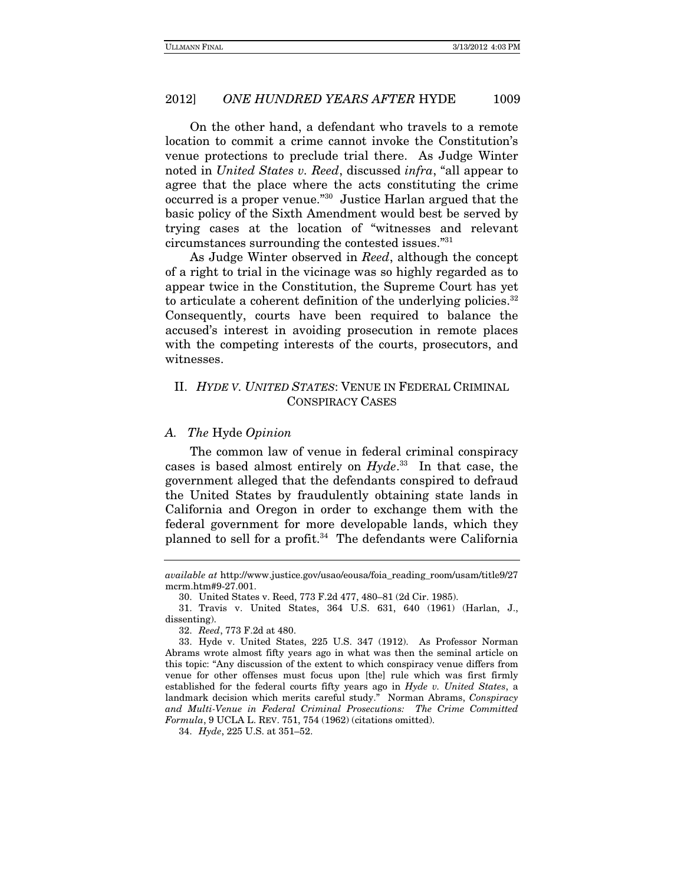On the other hand, a defendant who travels to a remote location to commit a crime cannot invoke the Constitution's venue protections to preclude trial there. As Judge Winter noted in *United States v. Reed*, discussed *infra*, "all appear to agree that the place where the acts constituting the crime occurred is a proper venue."[30] Justice Harlan argued that the basic policy of the Sixth Amendment would best be served by trying cases at the location of "witnesses and relevant circumstances surrounding the contested issues."[31]

As Judge Winter observed in *Reed*, although the concept of a right to trial in the vicinage was so highly regarded as to appear twice in the Constitution, the Supreme Court has yet to articulate a coherent definition of the underlying policies.[32] Consequently, courts have been required to balance the accused's interest in avoiding prosecution in remote places with the competing interests of the courts, prosecutors, and witnesses.

## II. *HYDE V. UNITED STATES*: VENUE IN FEDERAL CRIMINAL CONSPIRACY CASES

### A. *The* Hyde *Opinion*

The common law of venue in federal criminal conspiracy cases is based almost entirely on *Hyde*.[33] In that case, the government alleged that the defendants conspired to defraud the United States by fraudulently obtaining state lands in California and Oregon in order to exchange them with the federal government for more developable lands, which they planned to sell for a profit.[34] The defendants were California

---

*available at* http://www.justice.gov/usao/eousa/foia_reading_room/usam/title9/27mcrm.htm#9-27.001.

30. United States v. Reed, 773 F.2d 477, 480–81 (2d Cir. 1985).

31. Travis v. United States, 364 U.S. 631, 640 (1961) (Harlan, J., dissenting).

32. *Reed*, 773 F.2d at 480.

33. Hyde v. United States, 225 U.S. 347 (1912). As Professor Norman Abrams wrote almost fifty years ago in what was then the seminal article on this topic: "Any discussion of the extent to which conspiracy venue differs from venue for other offenses must focus upon [the] rule which was first firmly established for the federal courts fifty years ago in *Hyde v. United States*, a landmark decision which merits careful study." Norman Abrams, *Conspiracy and Multi-Venue in Federal Criminal Prosecutions: The Crime Committed Formula*, 9 UCLA L. REV. 751, 754 (1962) (citations omitted).

34. *Hyde*, 225 U.S. at 351–52.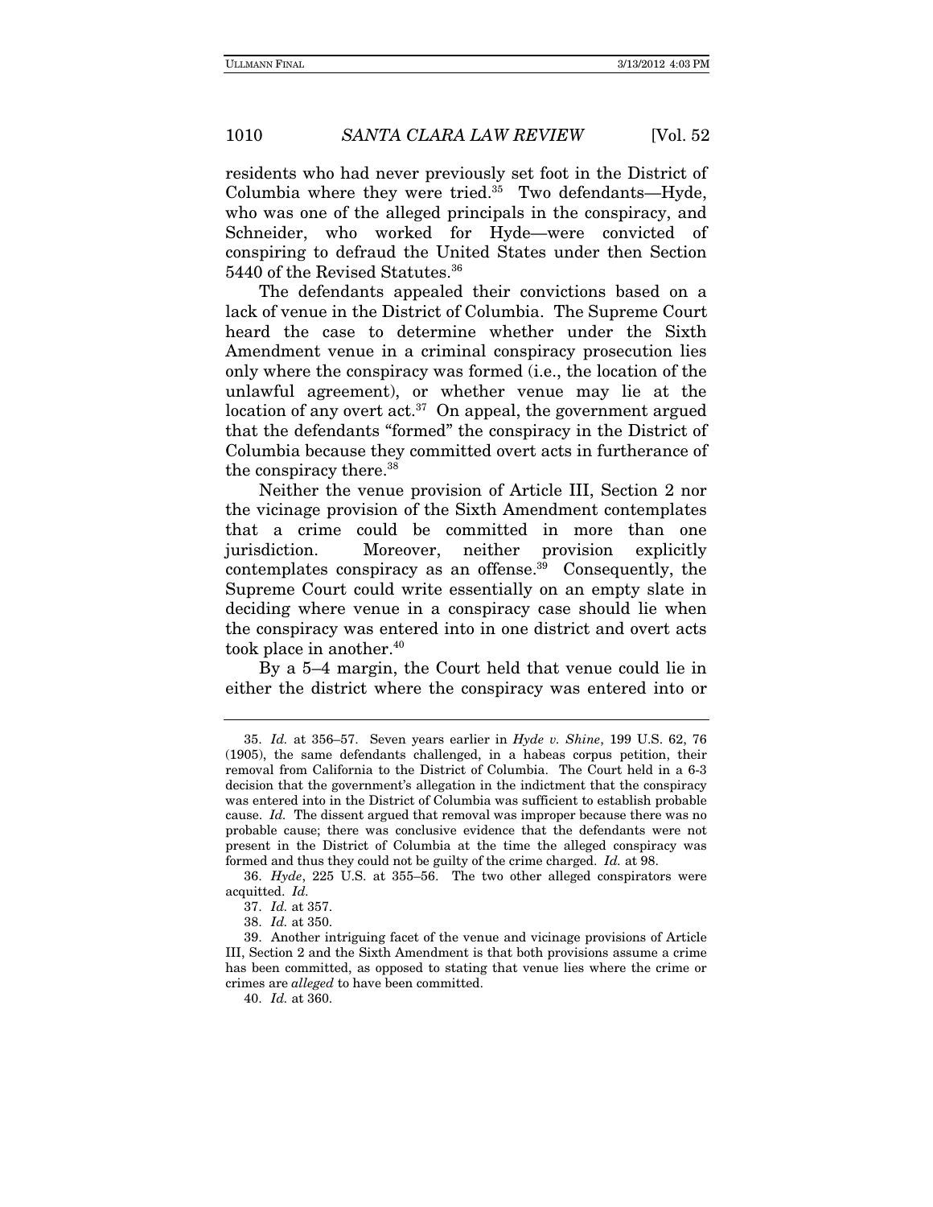residents who had never previously set foot in the District of Columbia where they were tried.[35] Two defendants—Hyde, who was one of the alleged principals in the conspiracy, and Schneider, who worked for Hyde—were convicted of conspiring to defraud the United States under then Section 5440 of the Revised Statutes.[36]

The defendants appealed their convictions based on a lack of venue in the District of Columbia. The Supreme Court heard the case to determine whether under the Sixth Amendment venue in a criminal conspiracy prosecution lies only where the conspiracy was formed (i.e., the location of the unlawful agreement), or whether venue may lie at the location of any overt act.[37] On appeal, the government argued that the defendants "formed" the conspiracy in the District of Columbia because they committed overt acts in furtherance of the conspiracy there.[38]

Neither the venue provision of Article III, Section 2 nor the vicinage provision of the Sixth Amendment contemplates that a crime could be committed in more than one jurisdiction. Moreover, neither provision explicitly contemplates conspiracy as an offense.[39] Consequently, the Supreme Court could write essentially on an empty slate in deciding where venue in a conspiracy case should lie when the conspiracy was entered into in one district and overt acts took place in another.[40]

By a 5–4 margin, the Court held that venue could lie in either the district where the conspiracy was entered into or

---

35. *Id.* at 356–57. Seven years earlier in *Hyde v. Shine*, 199 U.S. 62, 76 (1905), the same defendants challenged, in a habeas corpus petition, their removal from California to the District of Columbia. The Court held in a 6-3 decision that the government's allegation in the indictment that the conspiracy was entered into in the District of Columbia was sufficient to establish probable cause. *Id.* The dissent argued that removal was improper because there was no probable cause; there was conclusive evidence that the defendants were not present in the District of Columbia at the time the alleged conspiracy was formed and thus they could not be guilty of the crime charged. *Id.* at 98.

36. *Hyde*, 225 U.S. at 355–56. The two other alleged conspirators were acquitted. *Id.*

37. *Id.* at 357.

38. *Id.* at 350.

39. Another intriguing facet of the venue and vicinage provisions of Article III, Section 2 and the Sixth Amendment is that both provisions assume a crime has been committed, as opposed to stating that venue lies where the crime or crimes are *alleged* to have been committed.

40. *Id.* at 360.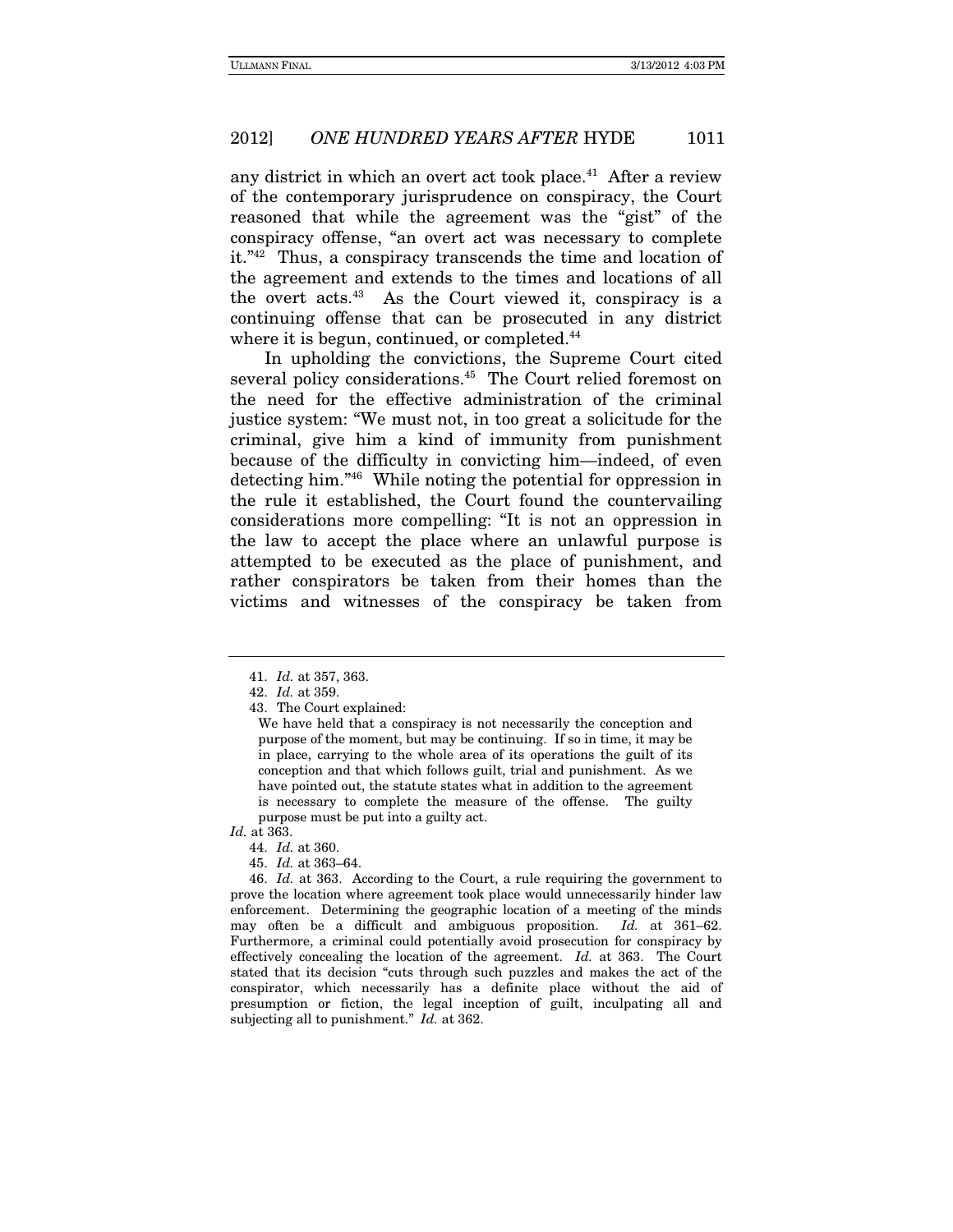any district in which an overt act took place.[41] After a review of the contemporary jurisprudence on conspiracy, the Court reasoned that while the agreement was the "gist" of the conspiracy offense, "an overt act was necessary to complete it."[42] Thus, a conspiracy transcends the time and location of the agreement and extends to the times and locations of all the overt acts.[43] As the Court viewed it, conspiracy is a continuing offense that can be prosecuted in any district where it is begun, continued, or completed.[44]

In upholding the convictions, the Supreme Court cited several policy considerations.[45] The Court relied foremost on the need for the effective administration of the criminal justice system: "We must not, in too great a solicitude for the criminal, give him a kind of immunity from punishment because of the difficulty in convicting him—indeed, of even detecting him."[46] While noting the potential for oppression in the rule it established, the Court found the countervailing considerations more compelling: "It is not an oppression in the law to accept the place where an unlawful purpose is attempted to be executed as the place of punishment, and rather conspirators be taken from their homes than the victims and witnesses of the conspiracy be taken from

---

41. *Id.* at 357, 363.

42. *Id.* at 359.

43. The Court explained:

> We have held that a conspiracy is not necessarily the conception and purpose of the moment, but may be continuing. If so in time, it may be in place, carrying to the whole area of its operations the guilt of its conception and that which follows guilt, trial and punishment. As we have pointed out, the statute states what in addition to the agreement is necessary to complete the measure of the offense. The guilty purpose must be put into a guilty act.

*Id.* at 363.

44. *Id.* at 360.

45. *Id.* at 363–64.

46. *Id.* at 363. According to the Court, a rule requiring the government to prove the location where agreement took place would unnecessarily hinder law enforcement. Determining the geographic location of a meeting of the minds may often be a difficult and ambiguous proposition. *Id.* at 361–62. Furthermore, a criminal could potentially avoid prosecution for conspiracy by effectively concealing the location of the agreement. *Id.* at 363. The Court stated that its decision "cuts through such puzzles and makes the act of the conspirator, which necessarily has a definite place without the aid of presumption or fiction, the legal inception of guilt, inculpating all and subjecting all to punishment." *Id.* at 362.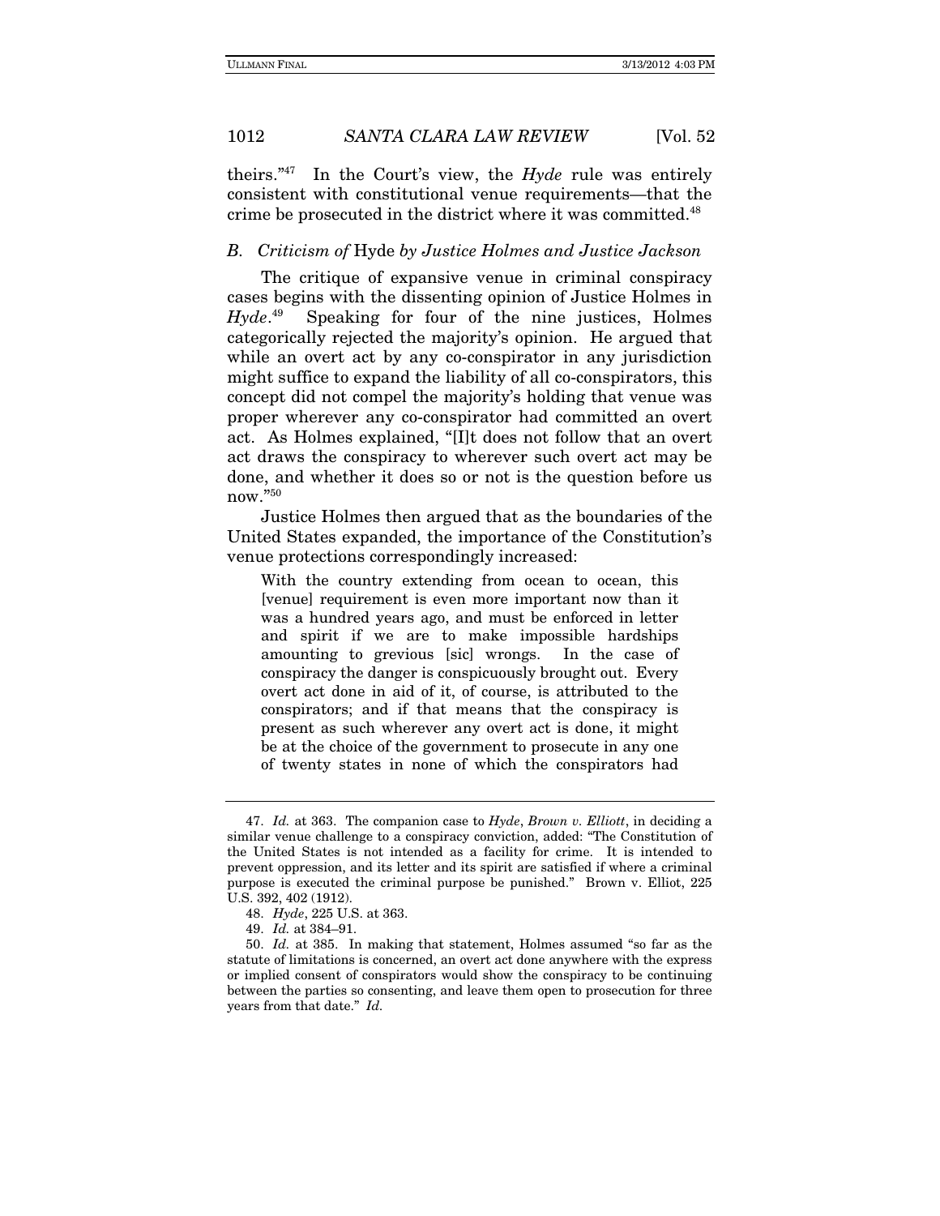theirs."[47] In the Court's view, the *Hyde* rule was entirely consistent with constitutional venue requirements—that the crime be prosecuted in the district where it was committed.[48]

### *B. Criticism of* Hyde *by Justice Holmes and Justice Jackson*

The critique of expansive venue in criminal conspiracy cases begins with the dissenting opinion of Justice Holmes in *Hyde*.[49] Speaking for four of the nine justices, Holmes categorically rejected the majority's opinion. He argued that while an overt act by any co-conspirator in any jurisdiction might suffice to expand the liability of all co-conspirators, this concept did not compel the majority's holding that venue was proper wherever any co-conspirator had committed an overt act. As Holmes explained, "[I]t does not follow that an overt act draws the conspiracy to wherever such overt act may be done, and whether it does so or not is the question before us now."[50]

Justice Holmes then argued that as the boundaries of the United States expanded, the importance of the Constitution's venue protections correspondingly increased:

> With the country extending from ocean to ocean, this [venue] requirement is even more important now than it was a hundred years ago, and must be enforced in letter and spirit if we are to make impossible hardships amounting to grevious [sic] wrongs. In the case of conspiracy the danger is conspicuously brought out. Every overt act done in aid of it, of course, is attributed to the conspirators; and if that means that the conspiracy is present as such wherever any overt act is done, it might be at the choice of the government to prosecute in any one of twenty states in none of which the conspirators had

---

47. *Id.* at 363. The companion case to *Hyde*, *Brown v. Elliott*, in deciding a similar venue challenge to a conspiracy conviction, added: "The Constitution of the United States is not intended as a facility for crime. It is intended to prevent oppression, and its letter and its spirit are satisfied if where a criminal purpose is executed the criminal purpose be punished." Brown v. Elliot, 225 U.S. 392, 402 (1912).

48. *Hyde*, 225 U.S. at 363.

49. *Id.* at 384–91.

50. *Id.* at 385. In making that statement, Holmes assumed "so far as the statute of limitations is concerned, an overt act done anywhere with the express or implied consent of conspirators would show the conspiracy to be continuing between the parties so consenting, and leave them open to prosecution for three years from that date." *Id.*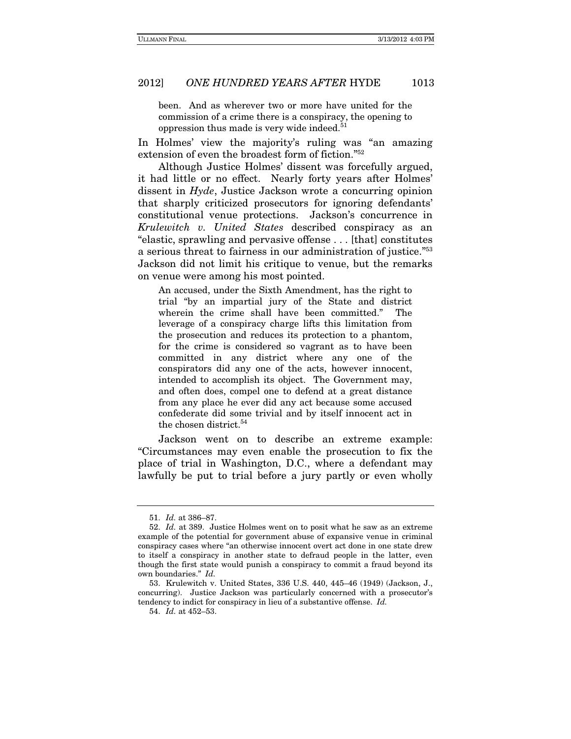> been. And as wherever two or more have united for the commission of a crime there is a conspiracy, the opening to oppression thus made is very wide indeed.[51]

In Holmes' view the majority's ruling was "an amazing extension of even the broadest form of fiction."[52]

Although Justice Holmes' dissent was forcefully argued, it had little or no effect. Nearly forty years after Holmes' dissent in *Hyde*, Justice Jackson wrote a concurring opinion that sharply criticized prosecutors for ignoring defendants' constitutional venue protections. Jackson's concurrence in *Krulewitch v. United States* described conspiracy as an "elastic, sprawling and pervasive offense . . . [that] constitutes a serious threat to fairness in our administration of justice."[53] Jackson did not limit his critique to venue, but the remarks on venue were among his most pointed.

> An accused, under the Sixth Amendment, has the right to trial "by an impartial jury of the State and district wherein the crime shall have been committed." The leverage of a conspiracy charge lifts this limitation from the prosecution and reduces its protection to a phantom, for the crime is considered so vagrant as to have been committed in any district where any one of the conspirators did any one of the acts, however innocent, intended to accomplish its object. The Government may, and often does, compel one to defend at a great distance from any place he ever did any act because some accused confederate did some trivial and by itself innocent act in the chosen district.[54]

Jackson went on to describe an extreme example: "Circumstances may even enable the prosecution to fix the place of trial in Washington, D.C., where a defendant may lawfully be put to trial before a jury partly or even wholly

---

51. *Id.* at 386–87.

52. *Id.* at 389. Justice Holmes went on to posit what he saw as an extreme example of the potential for government abuse of expansive venue in criminal conspiracy cases where "an otherwise innocent overt act done in one state drew to itself a conspiracy in another state to defraud people in the latter, even though the first state would punish a conspiracy to commit a fraud beyond its own boundaries." *Id.*

53. Krulewitch v. United States, 336 U.S. 440, 445–46 (1949) (Jackson, J., concurring). Justice Jackson was particularly concerned with a prosecutor's tendency to indict for conspiracy in lieu of a substantive offense. *Id.*

54. *Id.* at 452–53.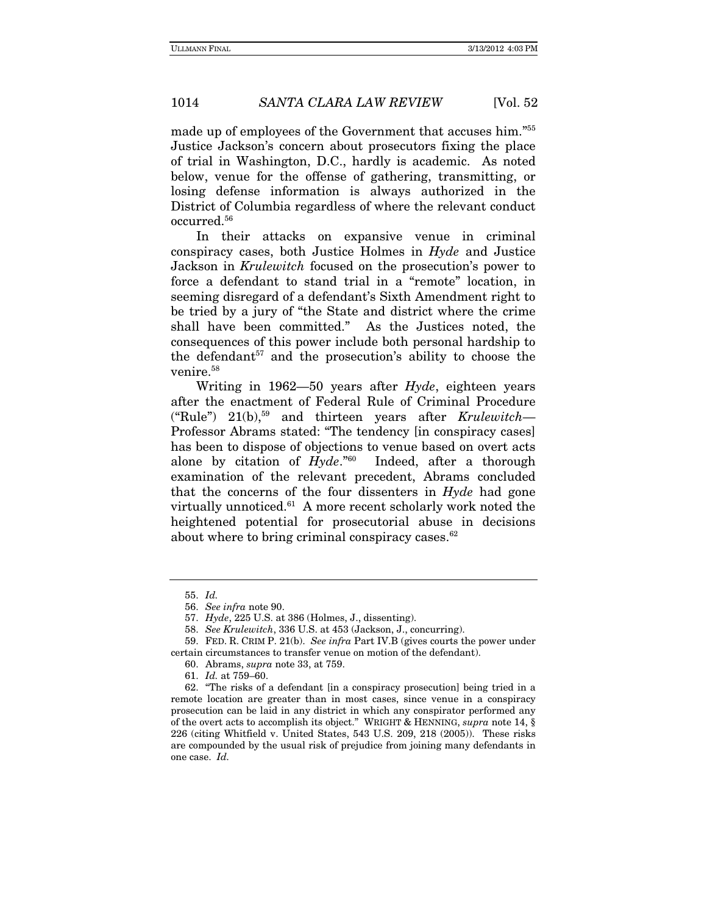made up of employees of the Government that accuses him."[55] Justice Jackson's concern about prosecutors fixing the place of trial in Washington, D.C., hardly is academic. As noted below, venue for the offense of gathering, transmitting, or losing defense information is always authorized in the District of Columbia regardless of where the relevant conduct occurred.[56]

In their attacks on expansive venue in criminal conspiracy cases, both Justice Holmes in *Hyde* and Justice Jackson in *Krulewitch* focused on the prosecution's power to force a defendant to stand trial in a "remote" location, in seeming disregard of a defendant's Sixth Amendment right to be tried by a jury of "the State and district where the crime shall have been committed." As the Justices noted, the consequences of this power include both personal hardship to the defendant[57] and the prosecution's ability to choose the venire.[58]

Writing in 1962—50 years after *Hyde*, eighteen years after the enactment of Federal Rule of Criminal Procedure ("Rule") 21(b),[59] and thirteen years after *Krulewitch*—Professor Abrams stated: "The tendency [in conspiracy cases] has been to dispose of objections to venue based on overt acts alone by citation of *Hyde*."[60] Indeed, after a thorough examination of the relevant precedent, Abrams concluded that the concerns of the four dissenters in *Hyde* had gone virtually unnoticed.[61] A more recent scholarly work noted the heightened potential for prosecutorial abuse in decisions about where to bring criminal conspiracy cases.[62]

---

55. *Id.*

56. *See infra* note 90.

57. *Hyde*, 225 U.S. at 386 (Holmes, J., dissenting).

58. *See Krulewitch*, 336 U.S. at 453 (Jackson, J., concurring).

59. FED. R. CRIM P. 21(b). *See infra* Part IV.B (gives courts the power under certain circumstances to transfer venue on motion of the defendant).

60. Abrams, *supra* note 33, at 759.

61. *Id.* at 759–60.

62. "The risks of a defendant [in a conspiracy prosecution] being tried in a remote location are greater than in most cases, since venue in a conspiracy prosecution can be laid in any district in which any conspirator performed any of the overt acts to accomplish its object." WRIGHT & HENNING, *supra* note 14, § 226 (citing Whitfield v. United States, 543 U.S. 209, 218 (2005)). These risks are compounded by the usual risk of prejudice from joining many defendants in one case. *Id.*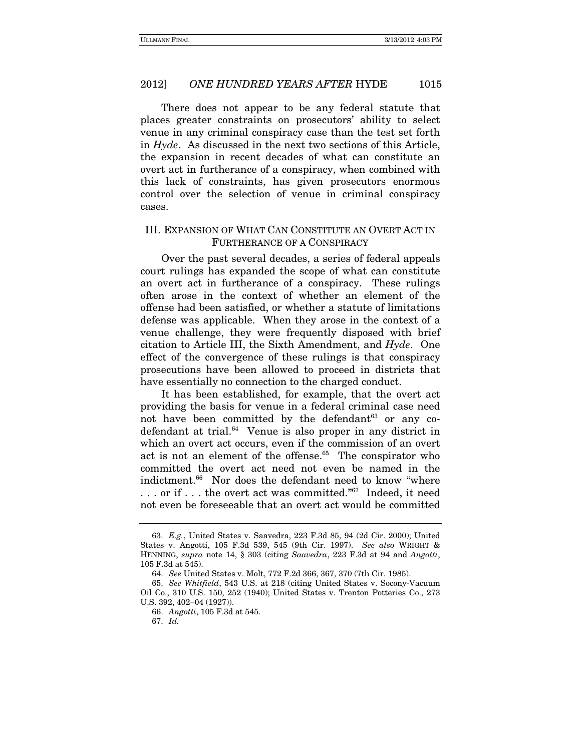There does not appear to be any federal statute that places greater constraints on prosecutors' ability to select venue in any criminal conspiracy case than the test set forth in *Hyde*. As discussed in the next two sections of this Article, the expansion in recent decades of what can constitute an overt act in furtherance of a conspiracy, when combined with this lack of constraints, has given prosecutors enormous control over the selection of venue in criminal conspiracy cases.

## III. Expansion of What Can Constitute an Overt Act in Furtherance of a Conspiracy

Over the past several decades, a series of federal appeals court rulings has expanded the scope of what can constitute an overt act in furtherance of a conspiracy. These rulings often arose in the context of whether an element of the offense had been satisfied, or whether a statute of limitations defense was applicable. When they arose in the context of a venue challenge, they were frequently disposed with brief citation to Article III, the Sixth Amendment, and *Hyde*. One effect of the convergence of these rulings is that conspiracy prosecutions have been allowed to proceed in districts that have essentially no connection to the charged conduct.

It has been established, for example, that the overt act providing the basis for venue in a federal criminal case need not have been committed by the defendant[63] or any co-defendant at trial.[64] Venue is also proper in any district in which an overt act occurs, even if the commission of an overt act is not an element of the offense.[65] The conspirator who committed the overt act need not even be named in the indictment.[66] Nor does the defendant need to know "where . . . or if . . . the overt act was committed."[67] Indeed, it need not even be foreseeable that an overt act would be committed

---

63. *E.g.*, United States v. Saavedra, 223 F.3d 85, 94 (2d Cir. 2000); United States v. Angotti, 105 F.3d 539, 545 (9th Cir. 1997). *See also* WRIGHT & HENNING, *supra* note 14, § 303 (citing *Saavedra*, 223 F.3d at 94 and *Angotti*, 105 F.3d at 545).

64. *See* United States v. Molt, 772 F.2d 366, 367, 370 (7th Cir. 1985).

65. *See Whitfield*, 543 U.S. at 218 (citing United States v. Socony-Vacuum Oil Co., 310 U.S. 150, 252 (1940); United States v. Trenton Potteries Co., 273 U.S. 392, 402–04 (1927)).

66. *Angotti*, 105 F.3d at 545.

67. *Id.*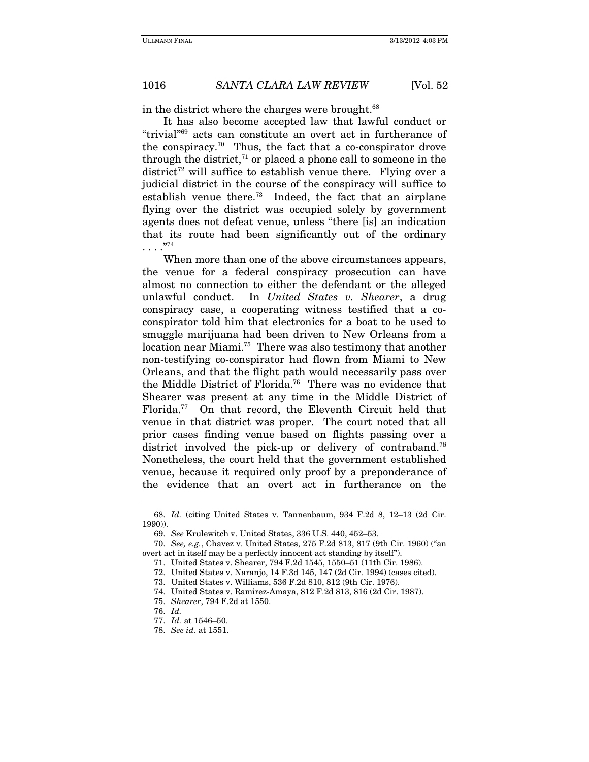in the district where the charges were brought.[68]

It has also become accepted law that lawful conduct or "trivial"[69] acts can constitute an overt act in furtherance of the conspiracy.[70] Thus, the fact that a co-conspirator drove through the district,[71] or placed a phone call to someone in the district[72] will suffice to establish venue there. Flying over a judicial district in the course of the conspiracy will suffice to establish venue there.[73] Indeed, the fact that an airplane flying over the district was occupied solely by government agents does not defeat venue, unless "there [is] an indication that its route had been significantly out of the ordinary . . . ."[74]

When more than one of the above circumstances appears, the venue for a federal conspiracy prosecution can have almost no connection to either the defendant or the alleged unlawful conduct. In *United States v. Shearer*, a drug conspiracy case, a cooperating witness testified that a co-conspirator told him that electronics for a boat to be used to smuggle marijuana had been driven to New Orleans from a location near Miami.[75] There was also testimony that another non-testifying co-conspirator had flown from Miami to New Orleans, and that the flight path would necessarily pass over the Middle District of Florida.[76] There was no evidence that Shearer was present at any time in the Middle District of Florida.[77] On that record, the Eleventh Circuit held that venue in that district was proper. The court noted that all prior cases finding venue based on flights passing over a district involved the pick-up or delivery of contraband.[78] Nonetheless, the court held that the government established venue, because it required only proof by a preponderance of the evidence that an overt act in furtherance on the

---

68. *Id.* (citing United States v. Tannenbaum, 934 F.2d 8, 12–13 (2d Cir. 1990)).

69. *See* Krulewitch v. United States, 336 U.S. 440, 452–53.

70. *See, e.g.*, Chavez v. United States, 275 F.2d 813, 817 (9th Cir. 1960) ("an overt act in itself may be a perfectly innocent act standing by itself").

71. United States v. Shearer, 794 F.2d 1545, 1550–51 (11th Cir. 1986).

72. United States v. Naranjo, 14 F.3d 145, 147 (2d Cir. 1994) (cases cited).

73. United States v. Williams, 536 F.2d 810, 812 (9th Cir. 1976).

74. United States v. Ramirez-Amaya, 812 F.2d 813, 816 (2d Cir. 1987).

75. *Shearer*, 794 F.2d at 1550.

76. *Id.*

77. *Id.* at 1546–50.

78. *See id.* at 1551.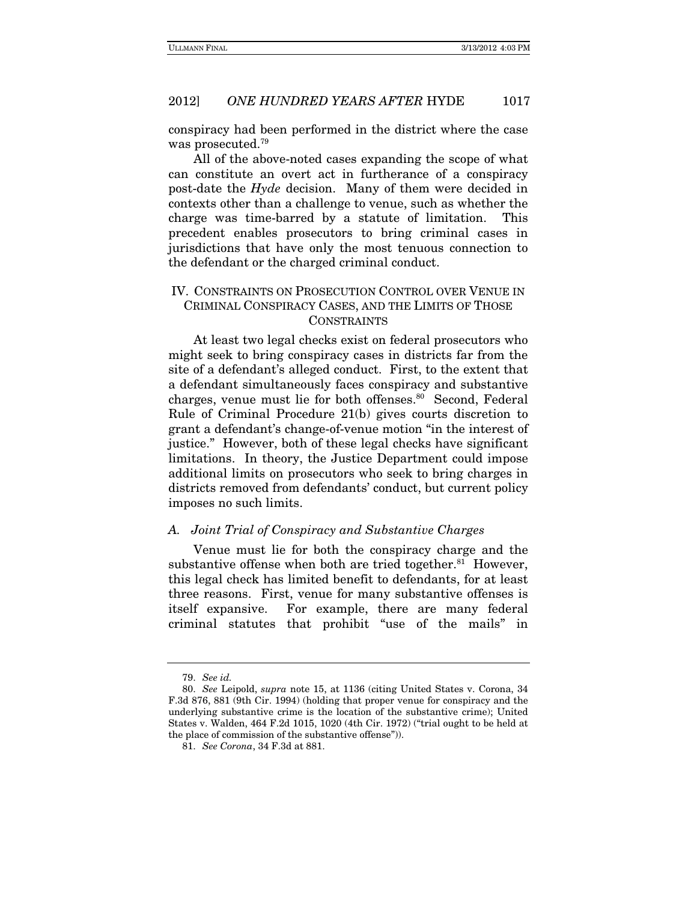conspiracy had been performed in the district where the case was prosecuted.[79]

All of the above-noted cases expanding the scope of what can constitute an overt act in furtherance of a conspiracy post-date the *Hyde* decision. Many of them were decided in contexts other than a challenge to venue, such as whether the charge was time-barred by a statute of limitation. This precedent enables prosecutors to bring criminal cases in jurisdictions that have only the most tenuous connection to the defendant or the charged criminal conduct.

## IV. CONSTRAINTS ON PROSECUTION CONTROL OVER VENUE IN CRIMINAL CONSPIRACY CASES, AND THE LIMITS OF THOSE CONSTRAINTS

At least two legal checks exist on federal prosecutors who might seek to bring conspiracy cases in districts far from the site of a defendant's alleged conduct. First, to the extent that a defendant simultaneously faces conspiracy and substantive charges, venue must lie for both offenses.[80] Second, Federal Rule of Criminal Procedure 21(b) gives courts discretion to grant a defendant's change-of-venue motion "in the interest of justice." However, both of these legal checks have significant limitations. In theory, the Justice Department could impose additional limits on prosecutors who seek to bring charges in districts removed from defendants' conduct, but current policy imposes no such limits.

### *A. Joint Trial of Conspiracy and Substantive Charges*

Venue must lie for both the conspiracy charge and the substantive offense when both are tried together.[81] However, this legal check has limited benefit to defendants, for at least three reasons. First, venue for many substantive offenses is itself expansive. For example, there are many federal criminal statutes that prohibit "use of the mails" in

---

79. *See id.*

80. *See* Leipold, *supra* note 15, at 1136 (citing United States v. Corona, 34 F.3d 876, 881 (9th Cir. 1994) (holding that proper venue for conspiracy and the underlying substantive crime is the location of the substantive crime); United States v. Walden, 464 F.2d 1015, 1020 (4th Cir. 1972) ("trial ought to be held at the place of commission of the substantive offense")).

81. *See Corona*, 34 F.3d at 881.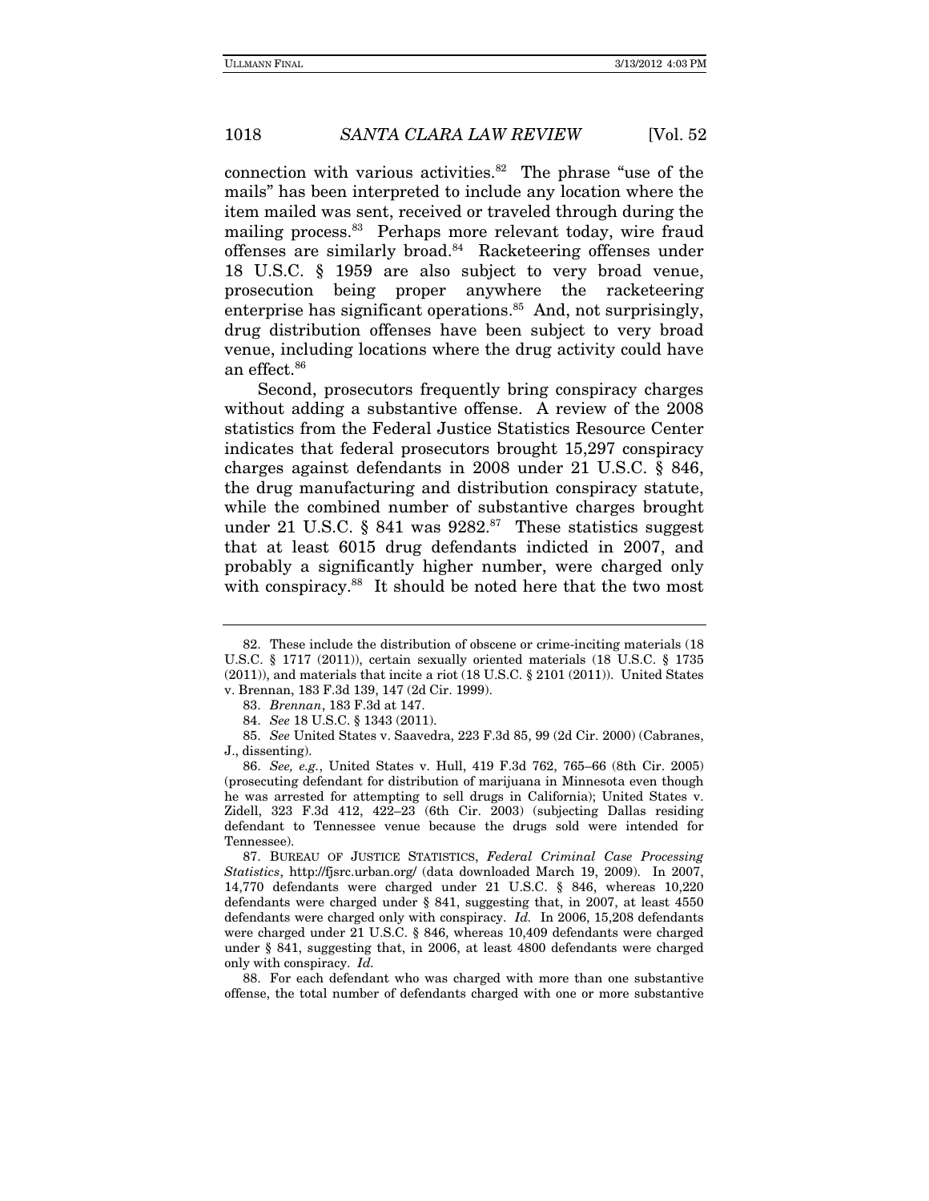connection with various activities.[82] The phrase "use of the mails" has been interpreted to include any location where the item mailed was sent, received or traveled through during the mailing process.[83] Perhaps more relevant today, wire fraud offenses are similarly broad.[84] Racketeering offenses under 18 U.S.C. § 1959 are also subject to very broad venue, prosecution being proper anywhere the racketeering enterprise has significant operations.[85] And, not surprisingly, drug distribution offenses have been subject to very broad venue, including locations where the drug activity could have an effect.[86]

Second, prosecutors frequently bring conspiracy charges without adding a substantive offense. A review of the 2008 statistics from the Federal Justice Statistics Resource Center indicates that federal prosecutors brought 15,297 conspiracy charges against defendants in 2008 under 21 U.S.C. § 846, the drug manufacturing and distribution conspiracy statute, while the combined number of substantive charges brought under 21 U.S.C. § 841 was 9282.[87] These statistics suggest that at least 6015 drug defendants indicted in 2007, and probably a significantly higher number, were charged only with conspiracy.[88] It should be noted here that the two most

---

82. These include the distribution of obscene or crime-inciting materials (18 U.S.C. § 1717 (2011)), certain sexually oriented materials (18 U.S.C. § 1735 (2011)), and materials that incite a riot (18 U.S.C. § 2101 (2011)). United States v. Brennan, 183 F.3d 139, 147 (2d Cir. 1999).

83. *Brennan*, 183 F.3d at 147.

84. *See* 18 U.S.C. § 1343 (2011).

85. *See* United States v. Saavedra, 223 F.3d 85, 99 (2d Cir. 2000) (Cabranes, J., dissenting).

86. *See, e.g.*, United States v. Hull, 419 F.3d 762, 765–66 (8th Cir. 2005) (prosecuting defendant for distribution of marijuana in Minnesota even though he was arrested for attempting to sell drugs in California); United States v. Zidell, 323 F.3d 412, 422–23 (6th Cir. 2003) (subjecting Dallas residing defendant to Tennessee venue because the drugs sold were intended for Tennessee).

87. BUREAU OF JUSTICE STATISTICS, *Federal Criminal Case Processing Statistics*, http://fjsrc.urban.org/ (data downloaded March 19, 2009). In 2007, 14,770 defendants were charged under 21 U.S.C. § 846, whereas 10,220 defendants were charged under § 841, suggesting that, in 2007, at least 4550 defendants were charged only with conspiracy. *Id.* In 2006, 15,208 defendants were charged under 21 U.S.C. § 846, whereas 10,409 defendants were charged under § 841, suggesting that, in 2006, at least 4800 defendants were charged only with conspiracy. *Id.*

88. For each defendant who was charged with more than one substantive offense, the total number of defendants charged with one or more substantive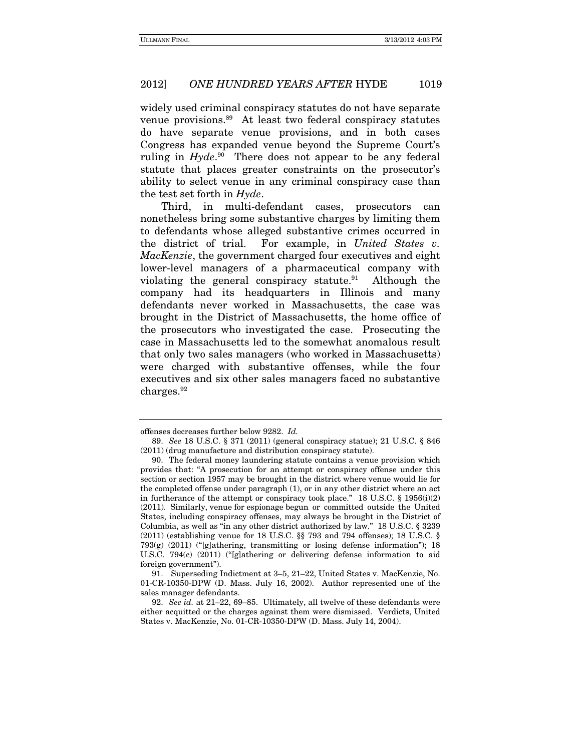widely used criminal conspiracy statutes do not have separate venue provisions.[89] At least two federal conspiracy statutes do have separate venue provisions, and in both cases Congress has expanded venue beyond the Supreme Court's ruling in *Hyde*.[90] There does not appear to be any federal statute that places greater constraints on the prosecutor's ability to select venue in any criminal conspiracy case than the test set forth in *Hyde*.

Third, in multi-defendant cases, prosecutors can nonetheless bring some substantive charges by limiting them to defendants whose alleged substantive crimes occurred in the district of trial. For example, in *United States v. MacKenzie*, the government charged four executives and eight lower-level managers of a pharmaceutical company with violating the general conspiracy statute.[91] Although the company had its headquarters in Illinois and many defendants never worked in Massachusetts, the case was brought in the District of Massachusetts, the home office of the prosecutors who investigated the case. Prosecuting the case in Massachusetts led to the somewhat anomalous result that only two sales managers (who worked in Massachusetts) were charged with substantive offenses, while the four executives and six other sales managers faced no substantive charges.[92]

---

offenses decreases further below 9282. *Id.*

89. *See* 18 U.S.C. § 371 (2011) (general conspiracy statue); 21 U.S.C. § 846 (2011) (drug manufacture and distribution conspiracy statute).

90. The federal money laundering statute contains a venue provision which provides that: "A prosecution for an attempt or conspiracy offense under this section or section 1957 may be brought in the district where venue would lie for the completed offense under paragraph (1), or in any other district where an act in furtherance of the attempt or conspiracy took place." 18 U.S.C. § 1956(i)(2) (2011). Similarly, venue for espionage begun or committed outside the United States, including conspiracy offenses, may always be brought in the District of Columbia, as well as "in any other district authorized by law." 18 U.S.C. § 3239 (2011) (establishing venue for 18 U.S.C. §§ 793 and 794 offenses); 18 U.S.C. § 793(g) (2011) ("[g]athering, transmitting or losing defense information"); 18 U.S.C. 794(c) (2011) ("[g]athering or delivering defense information to aid foreign government").

91. Superseding Indictment at 3–5, 21–22, United States v. MacKenzie, No. 01-CR-10350-DPW (D. Mass. July 16, 2002). Author represented one of the sales manager defendants.

92. *See id.* at 21–22, 69–85. Ultimately, all twelve of these defendants were either acquitted or the charges against them were dismissed. Verdicts, United States v. MacKenzie, No. 01-CR-10350-DPW (D. Mass. July 14, 2004).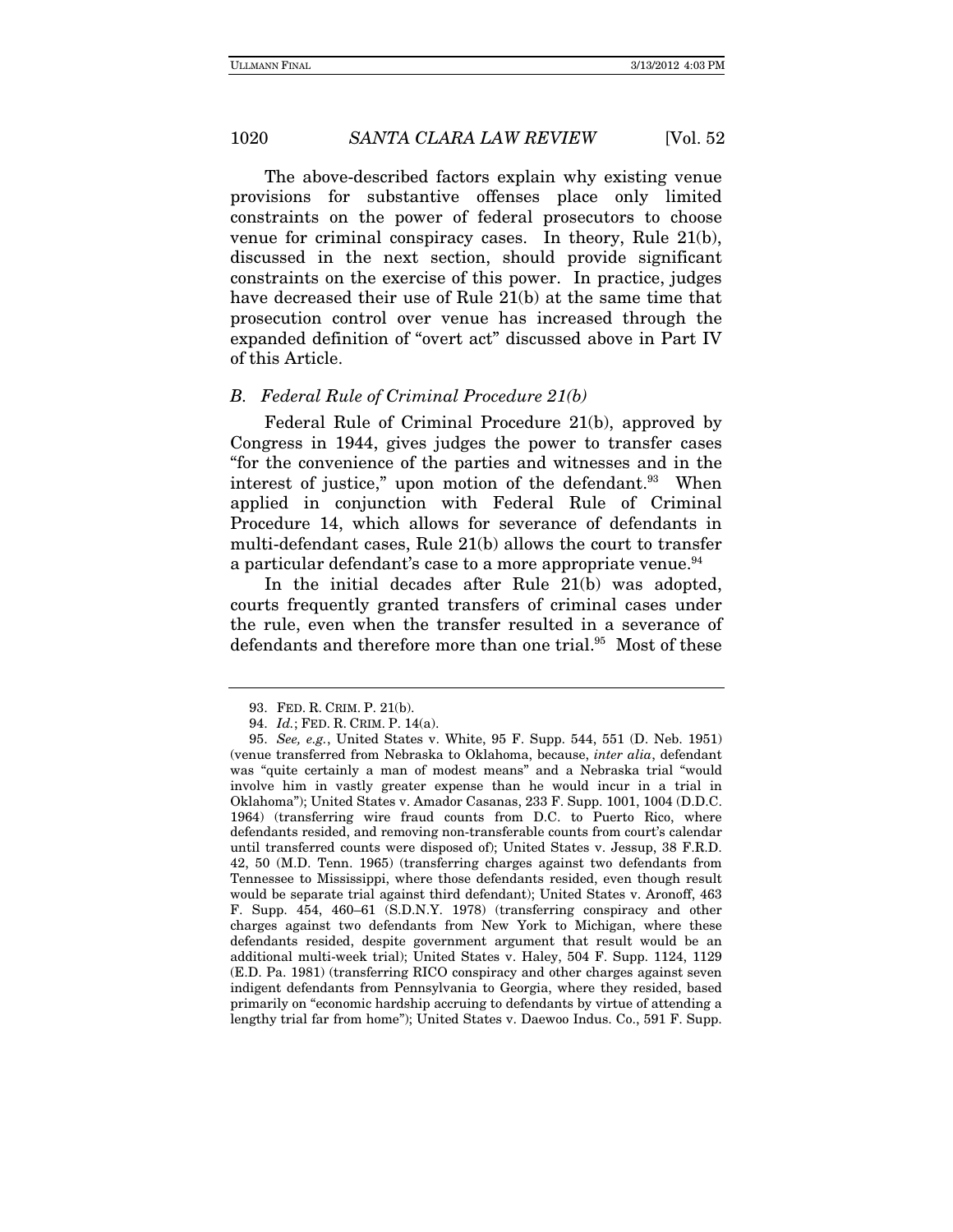The above-described factors explain why existing venue provisions for substantive offenses place only limited constraints on the power of federal prosecutors to choose venue for criminal conspiracy cases. In theory, Rule 21(b), discussed in the next section, should provide significant constraints on the exercise of this power. In practice, judges have decreased their use of Rule 21(b) at the same time that prosecution control over venue has increased through the expanded definition of "overt act" discussed above in Part IV of this Article.

### *B. Federal Rule of Criminal Procedure 21(b)*

Federal Rule of Criminal Procedure 21(b), approved by Congress in 1944, gives judges the power to transfer cases "for the convenience of the parties and witnesses and in the interest of justice," upon motion of the defendant.[93] When applied in conjunction with Federal Rule of Criminal Procedure 14, which allows for severance of defendants in multi-defendant cases, Rule 21(b) allows the court to transfer a particular defendant's case to a more appropriate venue.[94]

In the initial decades after Rule 21(b) was adopted, courts frequently granted transfers of criminal cases under the rule, even when the transfer resulted in a severance of defendants and therefore more than one trial.[95] Most of these

---

93. FED. R. CRIM. P. 21(b).

94. *Id.*; FED. R. CRIM. P. 14(a).

95. *See, e.g.*, United States v. White, 95 F. Supp. 544, 551 (D. Neb. 1951) (venue transferred from Nebraska to Oklahoma, because, *inter alia*, defendant was "quite certainly a man of modest means" and a Nebraska trial "would involve him in vastly greater expense than he would incur in a trial in Oklahoma"); United States v. Amador Casanas, 233 F. Supp. 1001, 1004 (D.D.C. 1964) (transferring wire fraud counts from D.C. to Puerto Rico, where defendants resided, and removing non-transferable counts from court's calendar until transferred counts were disposed of); United States v. Jessup, 38 F.R.D. 42, 50 (M.D. Tenn. 1965) (transferring charges against two defendants from Tennessee to Mississippi, where those defendants resided, even though result would be separate trial against third defendant); United States v. Aronoff, 463 F. Supp. 454, 460–61 (S.D.N.Y. 1978) (transferring conspiracy and other charges against two defendants from New York to Michigan, where these defendants resided, despite government argument that result would be an additional multi-week trial); United States v. Haley, 504 F. Supp. 1124, 1129 (E.D. Pa. 1981) (transferring RICO conspiracy and other charges against seven indigent defendants from Pennsylvania to Georgia, where they resided, based primarily on "economic hardship accruing to defendants by virtue of attending a lengthy trial far from home"); United States v. Daewoo Indus. Co., 591 F. Supp.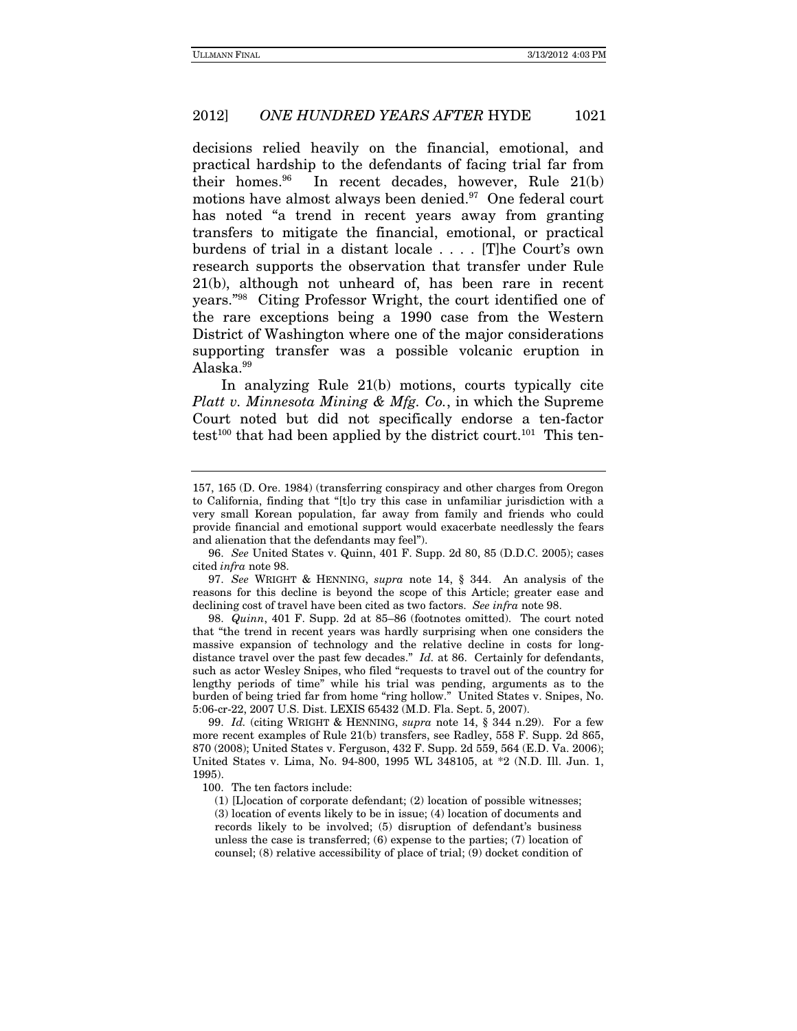decisions relied heavily on the financial, emotional, and practical hardship to the defendants of facing trial far from their homes.[96] In recent decades, however, Rule 21(b) motions have almost always been denied.[97] One federal court has noted "a trend in recent years away from granting transfers to mitigate the financial, emotional, or practical burdens of trial in a distant locale . . . . [T]he Court's own research supports the observation that transfer under Rule 21(b), although not unheard of, has been rare in recent years."[98] Citing Professor Wright, the court identified one of the rare exceptions being a 1990 case from the Western District of Washington where one of the major considerations supporting transfer was a possible volcanic eruption in Alaska.[99]

In analyzing Rule 21(b) motions, courts typically cite *Platt v. Minnesota Mining & Mfg. Co.*, in which the Supreme Court noted but did not specifically endorse a ten-factor test[100] that had been applied by the district court.[101] This ten-

---

157, 165 (D. Ore. 1984) (transferring conspiracy and other charges from Oregon to California, finding that "[t]o try this case in unfamiliar jurisdiction with a very small Korean population, far away from family and friends who could provide financial and emotional support would exacerbate needlessly the fears and alienation that the defendants may feel").

96. *See* United States v. Quinn, 401 F. Supp. 2d 80, 85 (D.D.C. 2005); cases cited *infra* note 98.

97. *See* WRIGHT & HENNING, *supra* note 14, § 344. An analysis of the reasons for this decline is beyond the scope of this Article; greater ease and declining cost of travel have been cited as two factors. *See infra* note 98.

98. *Quinn*, 401 F. Supp. 2d at 85–86 (footnotes omitted). The court noted that "the trend in recent years was hardly surprising when one considers the massive expansion of technology and the relative decline in costs for long-distance travel over the past few decades." *Id.* at 86. Certainly for defendants, such as actor Wesley Snipes, who filed "requests to travel out of the country for lengthy periods of time" while his trial was pending, arguments as to the burden of being tried far from home "ring hollow." United States v. Snipes, No. 5:06-cr-22, 2007 U.S. Dist. LEXIS 65432 (M.D. Fla. Sept. 5, 2007).

99. *Id.* (citing WRIGHT & HENNING, *supra* note 14, § 344 n.29). For a few more recent examples of Rule 21(b) transfers, see Radley, 558 F. Supp. 2d 865, 870 (2008); United States v. Ferguson, 432 F. Supp. 2d 559, 564 (E.D. Va. 2006); United States v. Lima, No. 94-800, 1995 WL 348105, at *2 (N.D. Ill. Jun. 1, 1995).

100. The ten factors include:

> (1) [L]ocation of corporate defendant; (2) location of possible witnesses; (3) location of events likely to be in issue; (4) location of documents and records likely to be involved; (5) disruption of defendant's business unless the case is transferred; (6) expense to the parties; (7) location of counsel; (8) relative accessibility of place of trial; (9) docket condition of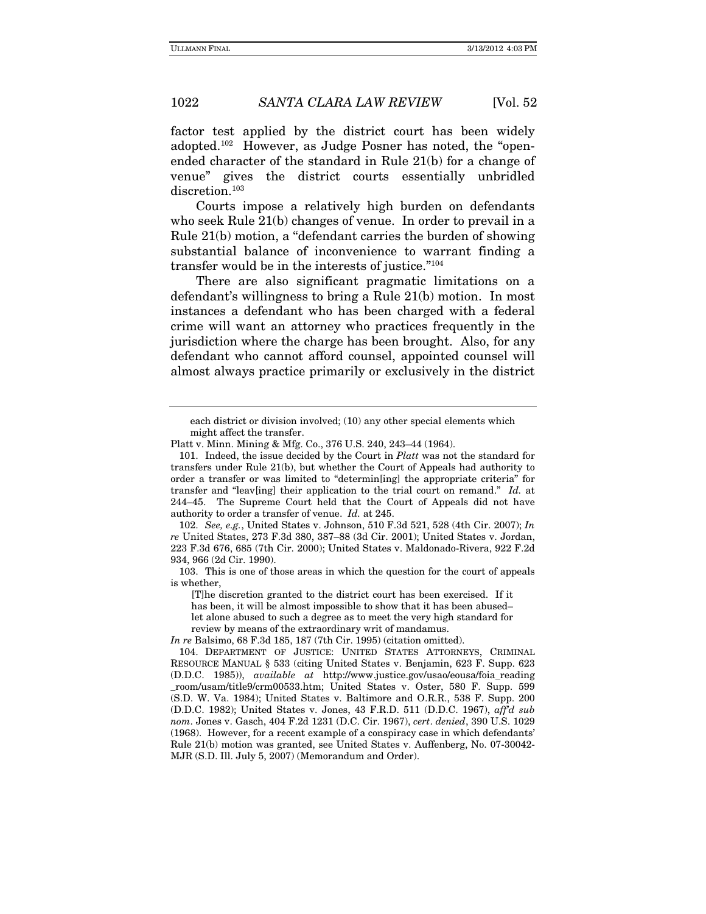factor test applied by the district court has been widely adopted.[102] However, as Judge Posner has noted, the "open-ended character of the standard in Rule 21(b) for a change of venue" gives the district courts essentially unbridled discretion.[103]

Courts impose a relatively high burden on defendants who seek Rule 21(b) changes of venue. In order to prevail in a Rule 21(b) motion, a "defendant carries the burden of showing substantial balance of inconvenience to warrant finding a transfer would be in the interests of justice."[104]

There are also significant pragmatic limitations on a defendant's willingness to bring a Rule 21(b) motion. In most instances a defendant who has been charged with a federal crime will want an attorney who practices frequently in the jurisdiction where the charge has been brought. Also, for any defendant who cannot afford counsel, appointed counsel will almost always practice primarily or exclusively in the district

---

> each district or division involved; (10) any other special elements which might affect the transfer.

Platt v. Minn. Mining & Mfg. Co., 376 U.S. 240, 243–44 (1964).

101. Indeed, the issue decided by the Court in *Platt* was not the standard for transfers under Rule 21(b), but whether the Court of Appeals had authority to order a transfer or was limited to "determin[ing] the appropriate criteria" for transfer and "leav[ing] their application to the trial court on remand." *Id.* at 244–45. The Supreme Court held that the Court of Appeals did not have authority to order a transfer of venue. *Id.* at 245.

102. *See, e.g.*, United States v. Johnson, 510 F.3d 521, 528 (4th Cir. 2007); *In re* United States, 273 F.3d 380, 387–88 (3d Cir. 2001); United States v. Jordan, 223 F.3d 676, 685 (7th Cir. 2000); United States v. Maldonado-Rivera, 922 F.2d 934, 966 (2d Cir. 1990).

103. This is one of those areas in which the question for the court of appeals is whether,

> [T]he discretion granted to the district court has been exercised. If it has been, it will be almost impossible to show that it has been abused–let alone abused to such a degree as to meet the very high standard for review by means of the extraordinary writ of mandamus.

*In re* Balsimo, 68 F.3d 185, 187 (7th Cir. 1995) (citation omitted).

104. DEPARTMENT OF JUSTICE: UNITED STATES ATTORNEYS, CRIMINAL RESOURCE MANUAL § 533 (citing United States v. Benjamin, 623 F. Supp. 623 (D.D.C. 1985)), *available at* http://www.justice.gov/usao/eousa/foia_reading_room/usam/title9/crm00533.htm; United States v. Oster, 580 F. Supp. 599 (S.D. W. Va. 1984); United States v. Baltimore and O.R.R., 538 F. Supp. 200 (D.D.C. 1982); United States v. Jones, 43 F.R.D. 511 (D.D.C. 1967), *aff'd sub nom.* Jones v. Gasch, 404 F.2d 1231 (D.C. Cir. 1967), *cert. denied*, 390 U.S. 1029 (1968). However, for a recent example of a conspiracy case in which defendants' Rule 21(b) motion was granted, see United States v. Auffenberg, No. 07-30042-MJR (S.D. Ill. July 5, 2007) (Memorandum and Order).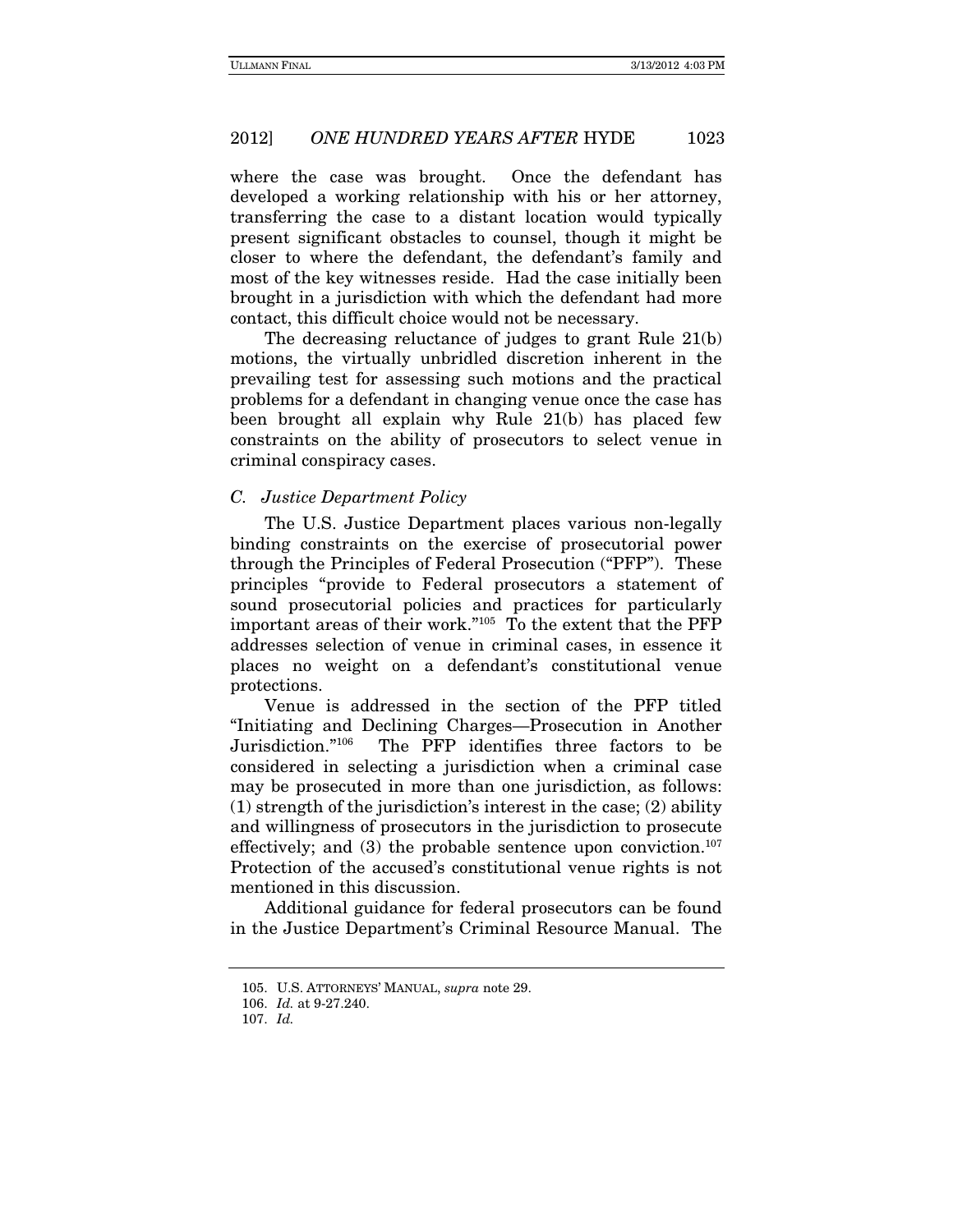where the case was brought. Once the defendant has developed a working relationship with his or her attorney, transferring the case to a distant location would typically present significant obstacles to counsel, though it might be closer to where the defendant, the defendant's family and most of the key witnesses reside. Had the case initially been brought in a jurisdiction with which the defendant had more contact, this difficult choice would not be necessary.

The decreasing reluctance of judges to grant Rule 21(b) motions, the virtually unbridled discretion inherent in the prevailing test for assessing such motions and the practical problems for a defendant in changing venue once the case has been brought all explain why Rule 21(b) has placed few constraints on the ability of prosecutors to select venue in criminal conspiracy cases.

### *C. Justice Department Policy*

The U.S. Justice Department places various non-legally binding constraints on the exercise of prosecutorial power through the Principles of Federal Prosecution ("PFP"). These principles "provide to Federal prosecutors a statement of sound prosecutorial policies and practices for particularly important areas of their work."[105] To the extent that the PFP addresses selection of venue in criminal cases, in essence it places no weight on a defendant's constitutional venue protections.

Venue is addressed in the section of the PFP titled "Initiating and Declining Charges—Prosecution in Another Jurisdiction."[106] The PFP identifies three factors to be considered in selecting a jurisdiction when a criminal case may be prosecuted in more than one jurisdiction, as follows: (1) strength of the jurisdiction's interest in the case; (2) ability and willingness of prosecutors in the jurisdiction to prosecute effectively; and (3) the probable sentence upon conviction.[107] Protection of the accused's constitutional venue rights is not mentioned in this discussion.

Additional guidance for federal prosecutors can be found in the Justice Department's Criminal Resource Manual. The

---

105. U.S. ATTORNEYS' MANUAL, *supra* note 29.

106. *Id.* at 9-27.240.

107. *Id.*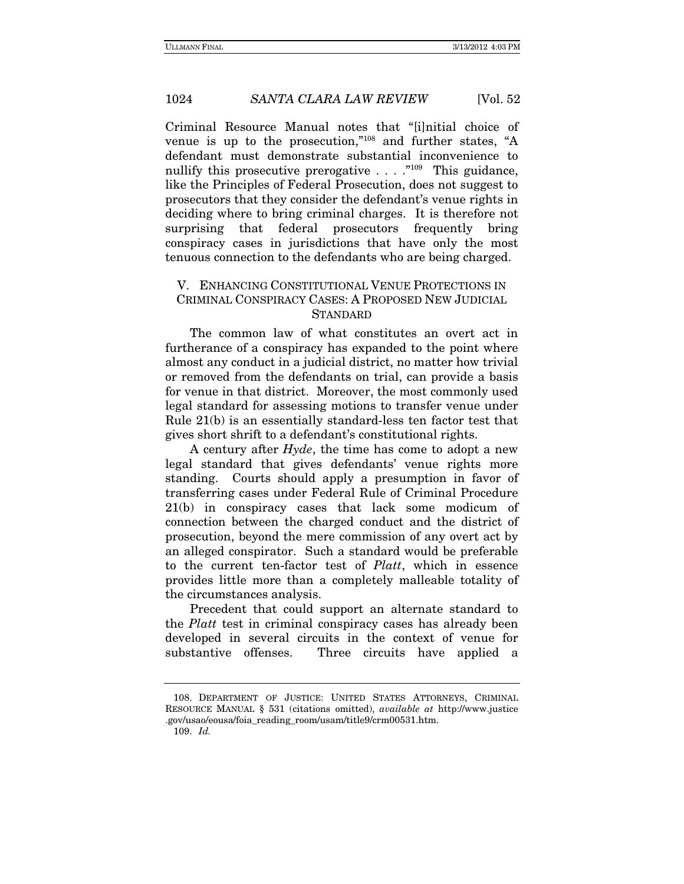Criminal Resource Manual notes that "[i]nitial choice of venue is up to the prosecution,"[108] and further states, "A defendant must demonstrate substantial inconvenience to nullify this prosecutive prerogative . . . ."[109] This guidance, like the Principles of Federal Prosecution, does not suggest to prosecutors that they consider the defendant's venue rights in deciding where to bring criminal charges. It is therefore not surprising that federal prosecutors frequently bring conspiracy cases in jurisdictions that have only the most tenuous connection to the defendants who are being charged.

## V. ENHANCING CONSTITUTIONAL VENUE PROTECTIONS IN CRIMINAL CONSPIRACY CASES: A PROPOSED NEW JUDICIAL STANDARD

The common law of what constitutes an overt act in furtherance of a conspiracy has expanded to the point where almost any conduct in a judicial district, no matter how trivial or removed from the defendants on trial, can provide a basis for venue in that district. Moreover, the most commonly used legal standard for assessing motions to transfer venue under Rule 21(b) is an essentially standard-less ten factor test that gives short shrift to a defendant's constitutional rights.

A century after *Hyde*, the time has come to adopt a new legal standard that gives defendants' venue rights more standing. Courts should apply a presumption in favor of transferring cases under Federal Rule of Criminal Procedure 21(b) in conspiracy cases that lack some modicum of connection between the charged conduct and the district of prosecution, beyond the mere commission of any overt act by an alleged conspirator. Such a standard would be preferable to the current ten-factor test of *Platt*, which in essence provides little more than a completely malleable totality of the circumstances analysis.

Precedent that could support an alternate standard to the *Platt* test in criminal conspiracy cases has already been developed in several circuits in the context of venue for substantive offenses. Three circuits have applied a

108. DEPARTMENT OF JUSTICE: UNITED STATES ATTORNEYS, CRIMINAL RESOURCE MANUAL § 531 (citations omitted), *available at* http://www.justice.gov/usao/eousa/foia_reading_room/usam/title9/crm00531.htm.

109. *Id.*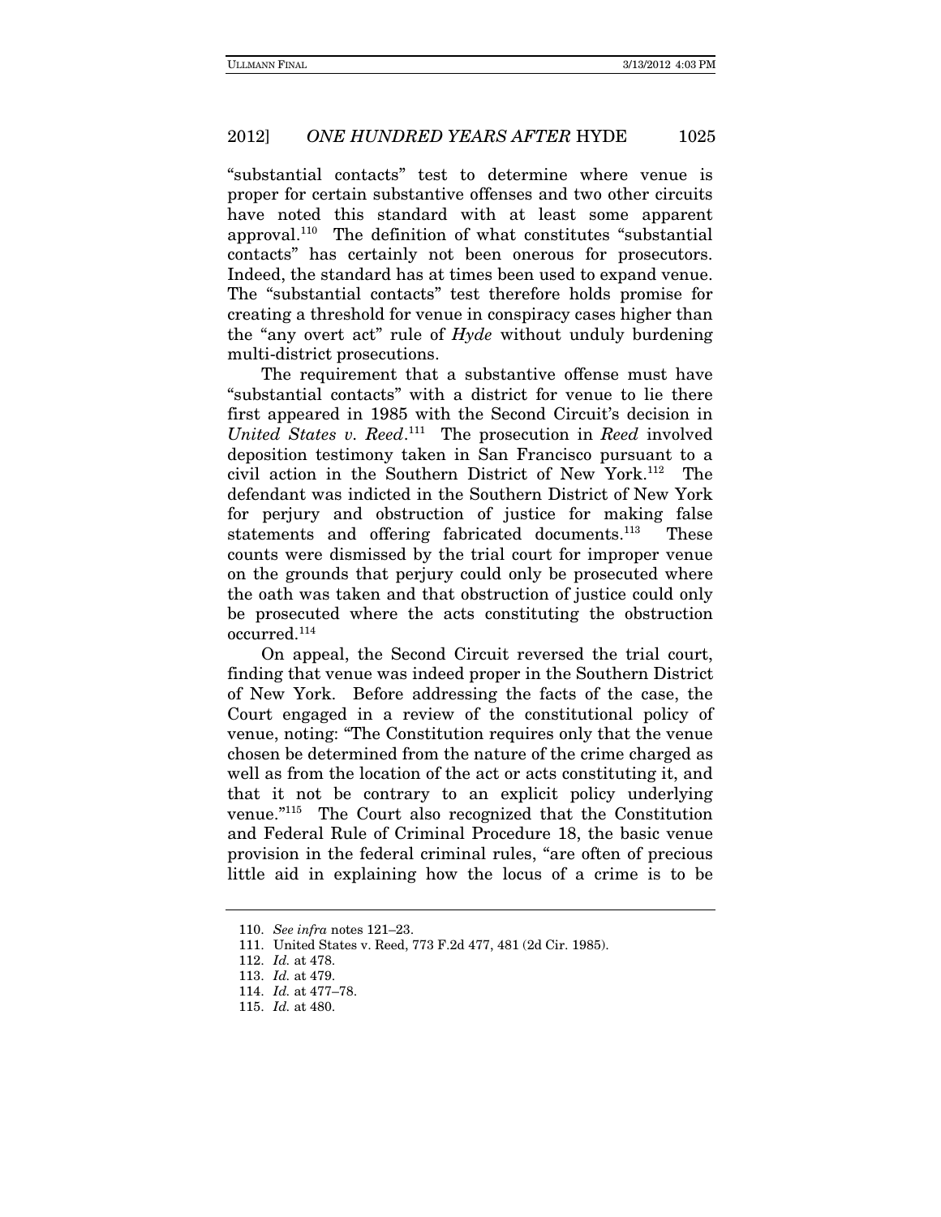"substantial contacts" test to determine where venue is proper for certain substantive offenses and two other circuits have noted this standard with at least some apparent approval.[110] The definition of what constitutes "substantial contacts" has certainly not been onerous for prosecutors. Indeed, the standard has at times been used to expand venue. The "substantial contacts" test therefore holds promise for creating a threshold for venue in conspiracy cases higher than the "any overt act" rule of *Hyde* without unduly burdening multi-district prosecutions.

The requirement that a substantive offense must have "substantial contacts" with a district for venue to lie there first appeared in 1985 with the Second Circuit's decision in *United States v. Reed*.[111] The prosecution in *Reed* involved deposition testimony taken in San Francisco pursuant to a civil action in the Southern District of New York.[112] The defendant was indicted in the Southern District of New York for perjury and obstruction of justice for making false statements and offering fabricated documents.[113] These counts were dismissed by the trial court for improper venue on the grounds that perjury could only be prosecuted where the oath was taken and that obstruction of justice could only be prosecuted where the acts constituting the obstruction occurred.[114]

On appeal, the Second Circuit reversed the trial court, finding that venue was indeed proper in the Southern District of New York. Before addressing the facts of the case, the Court engaged in a review of the constitutional policy of venue, noting: "The Constitution requires only that the venue chosen be determined from the nature of the crime charged as well as from the location of the act or acts constituting it, and that it not be contrary to an explicit policy underlying venue."[115] The Court also recognized that the Constitution and Federal Rule of Criminal Procedure 18, the basic venue provision in the federal criminal rules, "are often of precious little aid in explaining how the locus of a crime is to be

110. *See infra* notes 121–23.

111. United States v. Reed, 773 F.2d 477, 481 (2d Cir. 1985).

112. *Id.* at 478.

113. *Id.* at 479.

114. *Id.* at 477–78.

115. *Id.* at 480.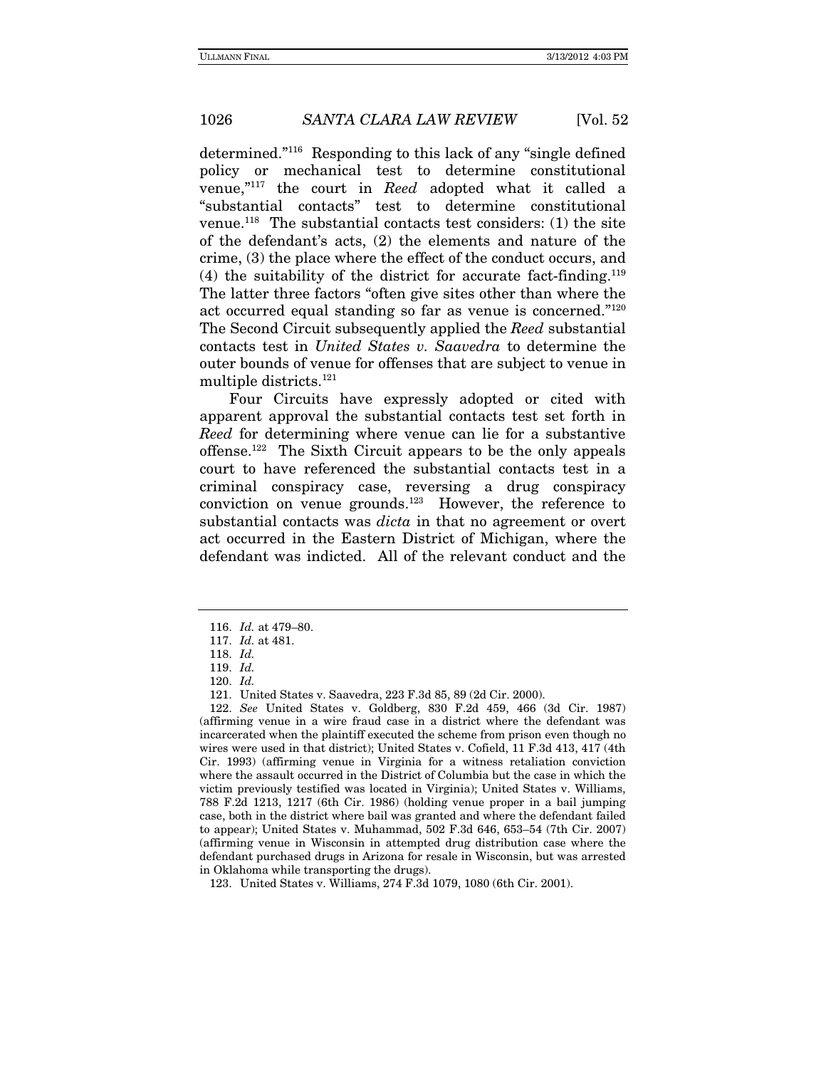determined."[116] Responding to this lack of any "single defined policy or mechanical test to determine constitutional venue,"[117] the court in *Reed* adopted what it called a "substantial contacts" test to determine constitutional venue.[118] The substantial contacts test considers: (1) the site of the defendant's acts, (2) the elements and nature of the crime, (3) the place where the effect of the conduct occurs, and (4) the suitability of the district for accurate fact-finding.[119] The latter three factors "often give sites other than where the act occurred equal standing so far as venue is concerned."[120] The Second Circuit subsequently applied the *Reed* substantial contacts test in *United States v. Saavedra* to determine the outer bounds of venue for offenses that are subject to venue in multiple districts.[121]

Four Circuits have expressly adopted or cited with apparent approval the substantial contacts test set forth in *Reed* for determining where venue can lie for a substantive offense.[122] The Sixth Circuit appears to be the only appeals court to have referenced the substantial contacts test in a criminal conspiracy case, reversing a drug conspiracy conviction on venue grounds.[123] However, the reference to substantial contacts was *dicta* in that no agreement or overt act occurred in the Eastern District of Michigan, where the defendant was indicted. All of the relevant conduct and the

---

116. *Id.* at 479–80.

117. *Id.* at 481.

118. *Id.*

119. *Id.*

120. *Id.*

121. United States v. Saavedra, 223 F.3d 85, 89 (2d Cir. 2000).

122. *See* United States v. Goldberg, 830 F.2d 459, 466 (3d Cir. 1987) (affirming venue in a wire fraud case in a district where the defendant was incarcerated when the plaintiff executed the scheme from prison even though no wires were used in that district); United States v. Cofield, 11 F.3d 413, 417 (4th Cir. 1993) (affirming venue in Virginia for a witness retaliation conviction where the assault occurred in the District of Columbia but the case in which the victim previously testified was located in Virginia); United States v. Williams, 788 F.2d 1213, 1217 (6th Cir. 1986) (holding venue proper in a bail jumping case, both in the district where bail was granted and where the defendant failed to appear); United States v. Muhammad, 502 F.3d 646, 653–54 (7th Cir. 2007) (affirming venue in Wisconsin in attempted drug distribution case where the defendant purchased drugs in Arizona for resale in Wisconsin, but was arrested in Oklahoma while transporting the drugs).

123. United States v. Williams, 274 F.3d 1079, 1080 (6th Cir. 2001).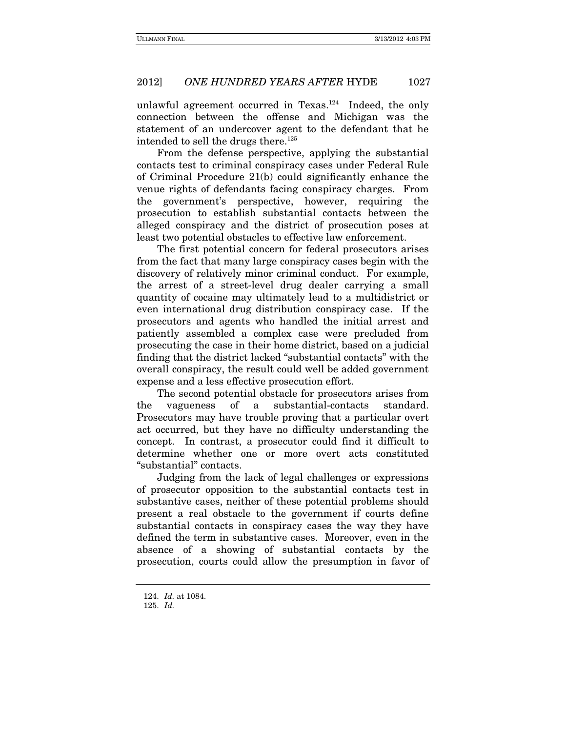unlawful agreement occurred in Texas.[124] Indeed, the only connection between the offense and Michigan was the statement of an undercover agent to the defendant that he intended to sell the drugs there.[125]

From the defense perspective, applying the substantial contacts test to criminal conspiracy cases under Federal Rule of Criminal Procedure 21(b) could significantly enhance the venue rights of defendants facing conspiracy charges. From the government's perspective, however, requiring the prosecution to establish substantial contacts between the alleged conspiracy and the district of prosecution poses at least two potential obstacles to effective law enforcement.

The first potential concern for federal prosecutors arises from the fact that many large conspiracy cases begin with the discovery of relatively minor criminal conduct. For example, the arrest of a street-level drug dealer carrying a small quantity of cocaine may ultimately lead to a multidistrict or even international drug distribution conspiracy case. If the prosecutors and agents who handled the initial arrest and patiently assembled a complex case were precluded from prosecuting the case in their home district, based on a judicial finding that the district lacked "substantial contacts" with the overall conspiracy, the result could well be added government expense and a less effective prosecution effort.

The second potential obstacle for prosecutors arises from the vagueness of a substantial-contacts standard. Prosecutors may have trouble proving that a particular overt act occurred, but they have no difficulty understanding the concept. In contrast, a prosecutor could find it difficult to determine whether one or more overt acts constituted "substantial" contacts.

Judging from the lack of legal challenges or expressions of prosecutor opposition to the substantial contacts test in substantive cases, neither of these potential problems should present a real obstacle to the government if courts define substantial contacts in conspiracy cases the way they have defined the term in substantive cases. Moreover, even in the absence of a showing of substantial contacts by the prosecution, courts could allow the presumption in favor of

---

124. *Id.* at 1084.

125. *Id.*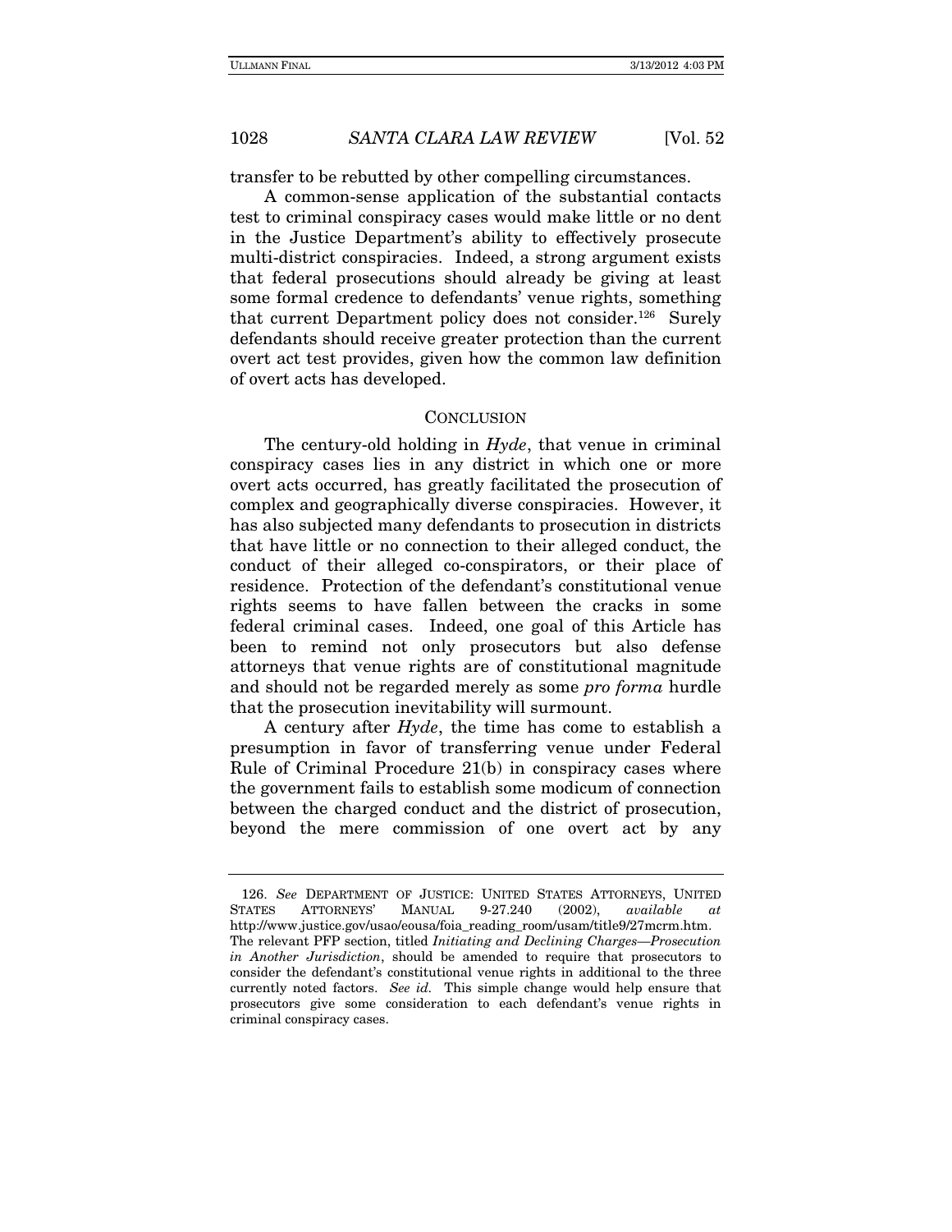transfer to be rebutted by other compelling circumstances.

A common-sense application of the substantial contacts test to criminal conspiracy cases would make little or no dent in the Justice Department's ability to effectively prosecute multi-district conspiracies. Indeed, a strong argument exists that federal prosecutions should already be giving at least some formal credence to defendants' venue rights, something that current Department policy does not consider.[126] Surely defendants should receive greater protection than the current overt act test provides, given how the common law definition of overt acts has developed.

## CONCLUSION

The century-old holding in *Hyde*, that venue in criminal conspiracy cases lies in any district in which one or more overt acts occurred, has greatly facilitated the prosecution of complex and geographically diverse conspiracies. However, it has also subjected many defendants to prosecution in districts that have little or no connection to their alleged conduct, the conduct of their alleged co-conspirators, or their place of residence. Protection of the defendant's constitutional venue rights seems to have fallen between the cracks in some federal criminal cases. Indeed, one goal of this Article has been to remind not only prosecutors but also defense attorneys that venue rights are of constitutional magnitude and should not be regarded merely as some *pro forma* hurdle that the prosecution inevitability will surmount.

A century after *Hyde*, the time has come to establish a presumption in favor of transferring venue under Federal Rule of Criminal Procedure 21(b) in conspiracy cases where the government fails to establish some modicum of connection between the charged conduct and the district of prosecution, beyond the mere commission of one overt act by any

---

126. *See* DEPARTMENT OF JUSTICE: UNITED STATES ATTORNEYS, UNITED STATES ATTORNEYS' MANUAL 9-27.240 (2002), *available at* http://www.justice.gov/usao/eousa/foia_reading_room/usam/title9/27mcrm.htm. The relevant PFP section, titled *Initiating and Declining Charges—Prosecution in Another Jurisdiction*, should be amended to require that prosecutors to consider the defendant's constitutional venue rights in additional to the three currently noted factors. *See id.* This simple change would help ensure that prosecutors give some consideration to each defendant's venue rights in criminal conspiracy cases.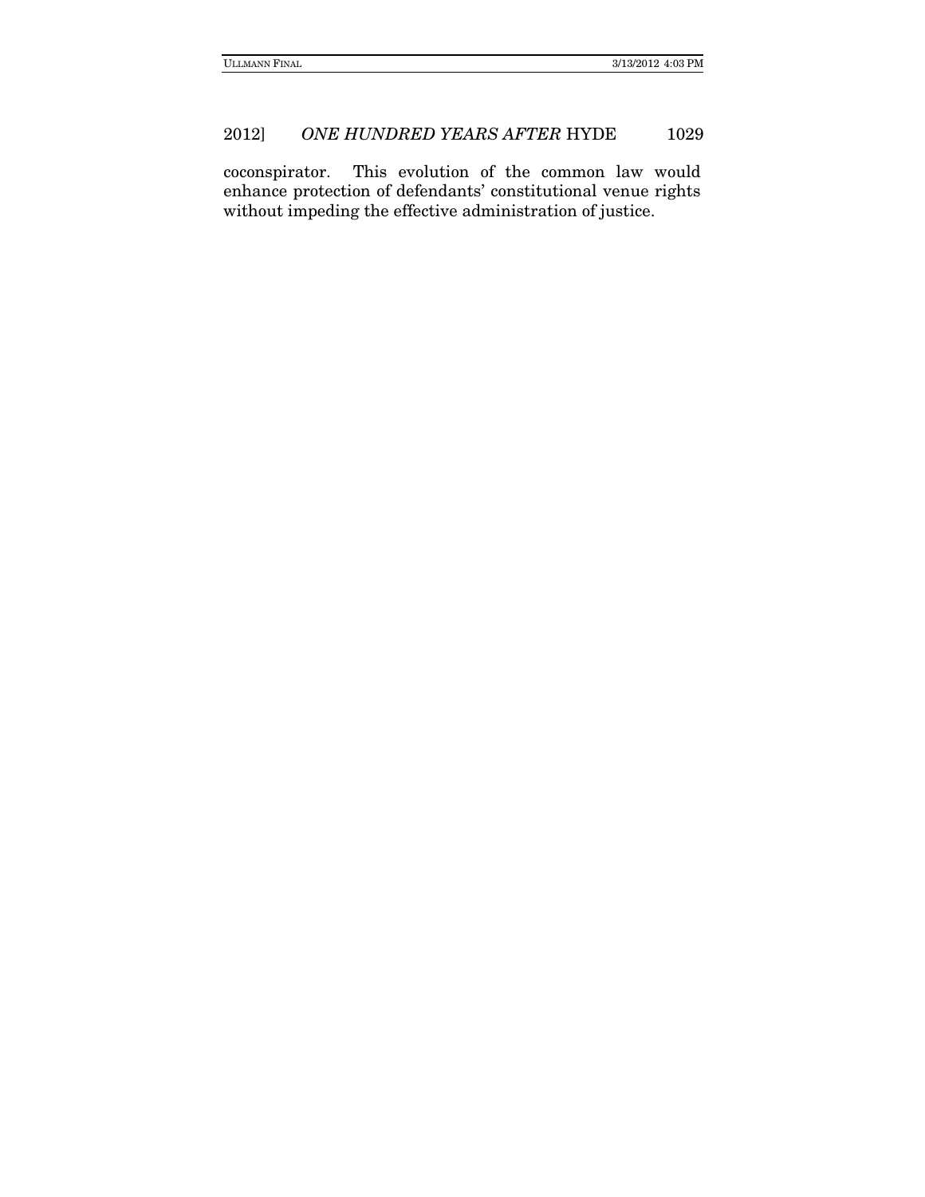coconspirator. This evolution of the common law would enhance protection of defendants' constitutional venue rights without impeding the effective administration of justice.